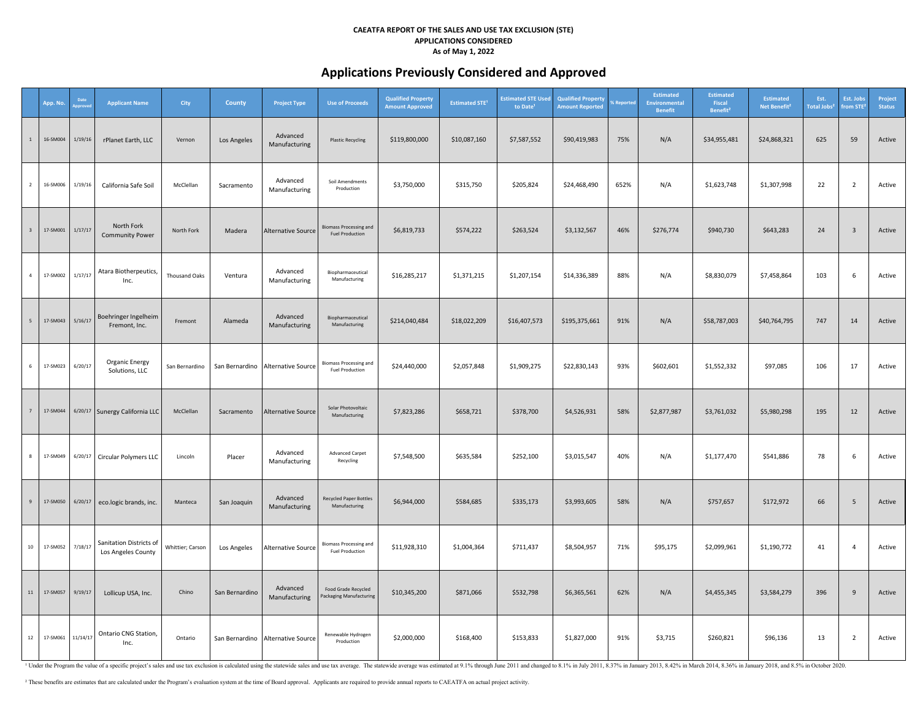**CAEATFA REPORT OF THE SALES AND USE TAX EXCLUSION (STE)**
**APPLICATIONS CONSIDERED**
**As of May 1, 2022**

# Applications Previously Considered and Approved

| | App. No. | Date Approved | Applicant Name | City | County | Project Type | Use of Proceeds | Qualified Property Amount Approved | Estimated STE[1] | Estimated STE Used to Date[1] | Qualified Property Amount Reported | % Reported | Estimated Environmental Benefit | Estimated Fiscal Benefit[2] | Estimated Net Benefit[2] | Est. Total Jobs[2] | Est. Jobs from STE[2] | Project Status |
|---|---|---|---|---|---|---|---|---|---|---|---|---|---|---|---|---|---|---|
| 1 | 16-SM004 | 1/19/16 | rPlanet Earth, LLC | Vernon | Los Angeles | Advanced Manufacturing | Plastic Recycling | $119,800,000 | $10,087,160 | $7,587,552 | $90,419,983 | 75% | N/A | $34,955,481 | $24,868,321 | 625 | 59 | Active |
| 2 | 16-SM006 | 1/19/16 | California Safe Soil | McClellan | Sacramento | Advanced Manufacturing | Soil Amendments Production | $3,750,000 | $315,750 | $205,824 | $24,468,490 | 652% | N/A | $1,623,748 | $1,307,998 | 22 | 2 | Active |
| 3 | 17-SM001 | 1/17/17 | North Fork Community Power | North Fork | Madera | Alternative Source | Biomass Processing and Fuel Production | $6,819,733 | $574,222 | $263,524 | $3,132,567 | 46% | $276,774 | $940,730 | $643,283 | 24 | 3 | Active |
| 4 | 17-SM002 | 1/17/17 | Atara Biotherpeutics, Inc. | Thousand Oaks | Ventura | Advanced Manufacturing | Biopharmaceutical Manufacturing | $16,285,217 | $1,371,215 | $1,207,154 | $14,336,389 | 88% | N/A | $8,830,079 | $7,458,864 | 103 | 6 | Active |
| 5 | 17-SM043 | 5/16/17 | Boehringer Ingelheim Fremont, Inc. | Fremont | Alameda | Advanced Manufacturing | Biopharmaceutical Manufacturing | $214,040,484 | $18,022,209 | $16,407,573 | $195,375,661 | 91% | N/A | $58,787,003 | $40,764,795 | 747 | 14 | Active |
| 6 | 17-SM023 | 6/20/17 | Organic Energy Solutions, LLC | San Bernardino | San Bernardino | Alternative Source | Biomass Processing and Fuel Production | $24,440,000 | $2,057,848 | $1,909,275 | $22,830,143 | 93% | $602,601 | $1,552,332 | $97,085 | 106 | 17 | Active |
| 7 | 17-SM044 | 6/20/17 | Sunergy California LLC | McClellan | Sacramento | Alternative Source | Solar Photovoltaic Manufacturing | $7,823,286 | $658,721 | $378,700 | $4,526,931 | 58% | $2,877,987 | $3,761,032 | $5,980,298 | 195 | 12 | Active |
| 8 | 17-SM049 | 6/20/17 | Circular Polymers LLC | Lincoln | Placer | Advanced Manufacturing | Advanced Carpet Recycling | $7,548,500 | $635,584 | $252,100 | $3,015,547 | 40% | N/A | $1,177,470 | $541,886 | 78 | 6 | Active |
| 9 | 17-SM050 | 6/20/17 | eco.logic brands, inc. | Manteca | San Joaquin | Advanced Manufacturing | Recycled Paper Bottles Manufacturing | $6,944,000 | $584,685 | $335,173 | $3,993,605 | 58% | N/A | $757,657 | $172,972 | 66 | 5 | Active |
| 10 | 17-SM052 | 7/18/17 | Sanitation Districts of Los Angeles County | Whittier; Carson | Los Angeles | Alternative Source | Biomass Processing and Fuel Production | $11,928,310 | $1,004,364 | $711,437 | $8,504,957 | 71% | $95,175 | $2,099,961 | $1,190,772 | 41 | 4 | Active |
| 11 | 17-SM057 | 9/19/17 | Lollicup USA, Inc. | Chino | San Bernardino | Advanced Manufacturing | Food Grade Recycled Packaging Manufacturing | $10,345,200 | $871,066 | $532,798 | $6,365,561 | 62% | N/A | $4,455,345 | $3,584,279 | 396 | 9 | Active |
| 12 | 17-SM061 | 11/14/17 | Ontario CNG Station, Inc. | Ontario | San Bernardino | Alternative Source | Renewable Hydrogen Production | $2,000,000 | $168,400 | $153,833 | $1,827,000 | 91% | $3,715 | $260,821 | $96,136 | 13 | 2 | Active |

[1] Under the Program the value of a specific project's sales and use tax exclusion is calculated using the statewide sales and use tax average. The statewide average was estimated at 9.1% through June 2011 and changed to 8.1% in July 2011, 8.37% in January 2013, 8.42% in March 2014, 8.36% in January 2018, and 8.5% in October 2020.

[2] These benefits are estimates that are calculated under the Program's evaluation system at the time of Board approval. Applicants are required to provide annual reports to CAEATFA on actual project activity.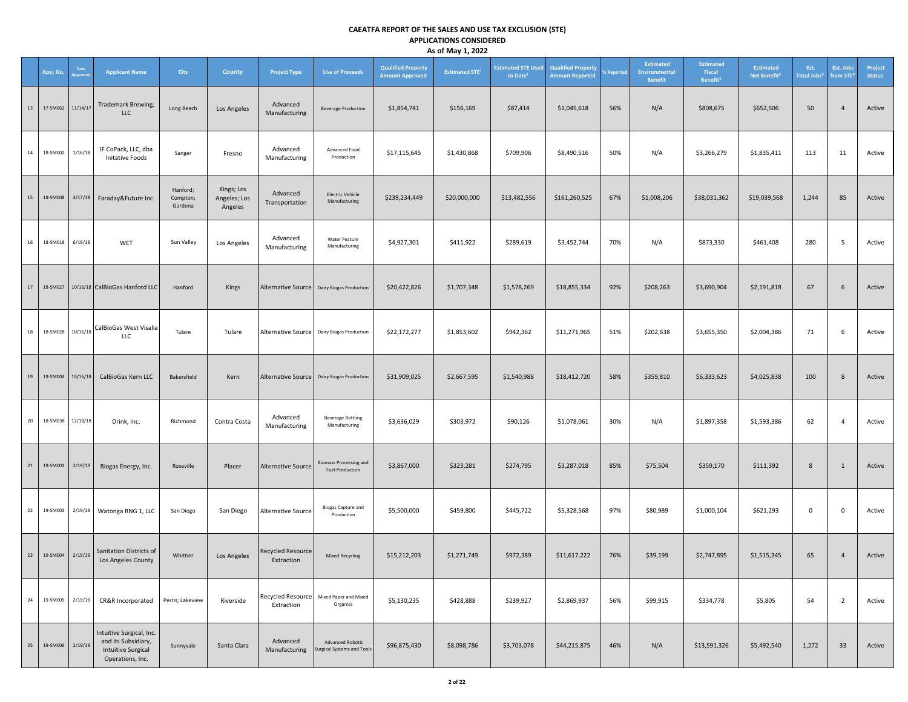**CAEATFA REPORT OF THE SALES AND USE TAX EXCLUSION (STE)**
**APPLICATIONS CONSIDERED**
**As of May 1, 2022**

| | App. No. | Date Approved | Applicant Name | City | County | Project Type | Use of Proceeds | Qualified Property Amount Approved | Estimated STE[1] | Estimated STE Used to Date[1] | Qualified Property Amount Reported | % Reported | Estimated Environmental Benefit | Estimated Fiscal Benefit[2] | Estimated Net Benefit[2] | Est. Total Jobs[2] | Est. Jobs from STE[2] | Project Status |
|---|---|---|---|---|---|---|---|---|---|---|---|---|---|---|---|---|---|---|
| 13 | 17-SM062 | 11/14/17 | Trademark Brewing, LLC | Long Beach | Los Angeles | Advanced Manufacturing | Beverage Production | $1,854,741 | $156,169 | $87,414 | $1,045,618 | 56% | N/A | $808,675 | $652,506 | 50 | 4 | Active |
| 14 | 18-SM002 | 1/16/18 | IF CoPack, LLC, dba Initative Foods | Sanger | Fresno | Advanced Manufacturing | Advanced Food Production | $17,115,645 | $1,430,868 | $709,906 | $8,490,516 | 50% | N/A | $3,266,279 | $1,835,411 | 113 | 11 | Active |
| 15 | 18-SM008 | 4/17/18 | Faraday&Future Inc. | Hanford; Compton; Gardena | Kings; Los Angeles; Los Angeles | Advanced Transportation | Electric Vehicle Manufacturing | $239,234,449 | $20,000,000 | $13,482,556 | $161,260,525 | 67% | $1,008,206 | $38,031,362 | $19,039,568 | 1,244 | 85 | Active |
| 16 | 18-SM018 | 6/19/18 | WET | Sun Valley | Los Angeles | Advanced Manufacturing | Water Feature Manufacturing | $4,927,301 | $411,922 | $289,619 | $3,452,744 | 70% | N/A | $873,330 | $461,408 | 280 | 5 | Active |
| 17 | 18-SM027 | 10/16/18 | CalBioGas Hanford LLC | Hanford | Kings | Alternative Source | Dairy Biogas Production | $20,422,826 | $1,707,348 | $1,578,269 | $18,855,334 | 92% | $208,263 | $3,690,904 | $2,191,818 | 67 | 6 | Active |
| 18 | 18-SM028 | 10/16/18 | CalBioGas West Visalia LLC | Tulare | Tulare | Alternative Source | Dairy Biogas Production | $22,172,277 | $1,853,602 | $942,362 | $11,271,965 | 51% | $202,638 | $3,655,350 | $2,004,386 | 71 | 6 | Active |
| 19 | 19-SM004 | 10/16/18 | CalBioGas Kern LLC | Bakersfield | Kern | Alternative Source | Dairy Biogas Production | $31,909,025 | $2,667,595 | $1,540,988 | $18,412,720 | 58% | $359,810 | $6,333,623 | $4,025,838 | 100 | 8 | Active |
| 20 | 18-SM038 | 12/18/18 | Drink, Inc. | Richmond | Contra Costa | Advanced Manufacturing | Beverage Bottling Manufacturing | $3,636,029 | $303,972 | $90,126 | $1,078,061 | 30% | N/A | $1,897,358 | $1,593,386 | 62 | 4 | Active |
| 21 | 19-SM001 | 2/19/19 | Biogas Energy, Inc. | Roseville | Placer | Alternative Source | Biomass Processing and Fuel Production | $3,867,000 | $323,281 | $274,795 | $3,287,018 | 85% | $75,504 | $359,170 | $111,392 | 8 | 1 | Active |
| 22 | 19-SM003 | 2/19/19 | Watonga RNG 1, LLC | San Diego | San Diego | Alternative Source | Biogas Capture and Production | $5,500,000 | $459,800 | $445,722 | $5,328,568 | 97% | $80,989 | $1,000,104 | $621,293 | 0 | 0 | Active |
| 23 | 19-SM004 | 2/19/19 | Sanitation Districts of Los Angeles County | Whittier | Los Angeles | Recycled Resource Extraction | Mixed Recycling | $15,212,203 | $1,271,749 | $972,389 | $11,617,222 | 76% | $39,199 | $2,747,895 | $1,515,345 | 65 | 4 | Active |
| 24 | 19-SM005 | 2/19/19 | CR&R Incorporated | Perris; Lakeview | Riverside | Recycled Resource Extraction | Mixed Paper and Mixed Organics | $5,130,235 | $428,888 | $239,927 | $2,869,937 | 56% | $99,915 | $334,778 | $5,805 | 54 | 2 | Active |
| 25 | 19-SM006 | 2/19/19 | Intuitive Surgical, Inc. and its Subsidiary, Intuitive Surgical Operations, Inc. | Sunnyvale | Santa Clara | Advanced Manufacturing | Advanced Robotic Surgical Systems and Tools | $96,875,430 | $8,098,786 | $3,703,078 | $44,215,875 | 46% | N/A | $13,591,326 | $5,492,540 | 1,272 | 33 | Active |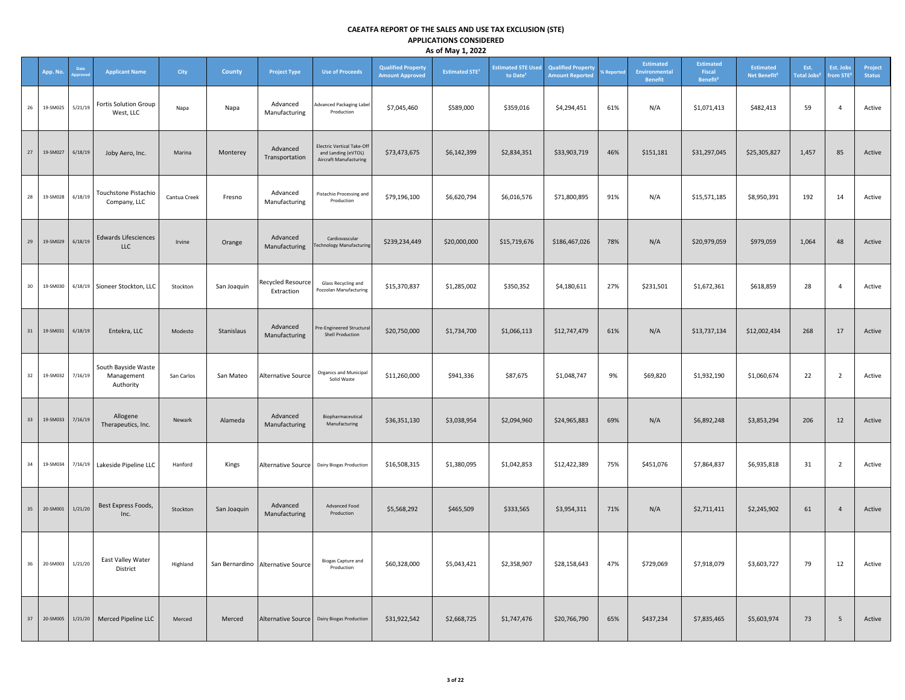# CAEATFA REPORT OF THE SALES AND USE TAX EXCLUSION (STE) APPLICATIONS CONSIDERED

## As of May 1, 2022

| | App. No. | Date Approved | Applicant Name | City | County | Project Type | Use of Proceeds | Qualified Property Amount Approved | Estimated STE[1] | Estimated STE Used to Date[1] | Qualified Property Amount Reported | % Reported | Estimated Environmental Benefit | Estimated Fiscal Benefit[2] | Estimated Net Benefit[2] | Est. Total Jobs[2] | Est. Jobs from STE[2] | Project Status |
|---|---|---|---|---|---|---|---|---|---|---|---|---|---|---|---|---|---|---|
| 26 | 19-SM025 | 5/21/19 | Fortis Solution Group West, LLC | Napa | Napa | Advanced Manufacturing | Advanced Packaging Label Production | $7,045,460 | $589,000 | $359,016 | $4,294,451 | 61% | N/A | $1,071,413 | $482,413 | 59 | 4 | Active |
| 27 | 19-SM027 | 6/18/19 | Joby Aero, Inc. | Marina | Monterey | Advanced Transportation | Electric Vertical Take-Off and Landing (eVTOL) Aircraft Manufacturing | $73,473,675 | $6,142,399 | $2,834,351 | $33,903,719 | 46% | $151,181 | $31,297,045 | $25,305,827 | 1,457 | 85 | Active |
| 28 | 19-SM028 | 6/18/19 | Touchstone Pistachio Company, LLC | Cantua Creek | Fresno | Advanced Manufacturing | Pistachio Processing and Production | $79,196,100 | $6,620,794 | $6,016,576 | $71,800,895 | 91% | N/A | $15,571,185 | $8,950,391 | 192 | 14 | Active |
| 29 | 19-SM029 | 6/18/19 | Edwards Lifesciences LLC | Irvine | Orange | Advanced Manufacturing | Cardiovascular Technology Manufacturing | $239,234,449 | $20,000,000 | $15,719,676 | $186,467,026 | 78% | N/A | $20,979,059 | $979,059 | 1,064 | 48 | Active |
| 30 | 19-SM030 | 6/18/19 | Sioneer Stockton, LLC | Stockton | San Joaquin | Recycled Resource Extraction | Glass Recycling and Pozzolan Manufacturing | $15,370,837 | $1,285,002 | $350,352 | $4,180,611 | 27% | $231,501 | $1,672,361 | $618,859 | 28 | 4 | Active |
| 31 | 19-SM031 | 6/18/19 | Entekra, LLC | Modesto | Stanislaus | Advanced Manufacturing | Pre-Engineered Structural Shell Production | $20,750,000 | $1,734,700 | $1,066,113 | $12,747,479 | 61% | N/A | $13,737,134 | $12,002,434 | 268 | 17 | Active |
| 32 | 19-SM032 | 7/16/19 | South Bayside Waste Management Authority | San Carlos | San Mateo | Alternative Source | Organics and Municipal Solid Waste | $11,260,000 | $941,336 | $87,675 | $1,048,747 | 9% | $69,820 | $1,932,190 | $1,060,674 | 22 | 2 | Active |
| 33 | 19-SM033 | 7/16/19 | Allogene Therapeutics, Inc. | Newark | Alameda | Advanced Manufacturing | Biopharmaceutical Manufacturing | $36,351,130 | $3,038,954 | $2,094,960 | $24,965,883 | 69% | N/A | $6,892,248 | $3,853,294 | 206 | 12 | Active |
| 34 | 19-SM034 | 7/16/19 | Lakeside Pipeline LLC | Hanford | Kings | Alternative Source | Dairy Biogas Production | $16,508,315 | $1,380,095 | $1,042,853 | $12,422,389 | 75% | $451,076 | $7,864,837 | $6,935,818 | 31 | 2 | Active |
| 35 | 20-SM001 | 1/21/20 | Best Express Foods, Inc. | Stockton | San Joaquin | Advanced Manufacturing | Advanced Food Production | $5,568,292 | $465,509 | $333,565 | $3,954,311 | 71% | N/A | $2,711,411 | $2,245,902 | 61 | 4 | Active |
| 36 | 20-SM003 | 1/21/20 | East Valley Water District | Highland | San Bernardino | Alternative Source | Biogas Capture and Production | $60,328,000 | $5,043,421 | $2,358,907 | $28,158,643 | 47% | $729,069 | $7,918,079 | $3,603,727 | 79 | 12 | Active |
| 37 | 20-SM005 | 1/21/20 | Merced Pipeline LLC | Merced | Merced | Alternative Source | Dairy Biogas Production | $31,922,542 | $2,668,725 | $1,747,476 | $20,766,790 | 65% | $437,234 | $7,835,465 | $5,603,974 | 73 | 5 | Active |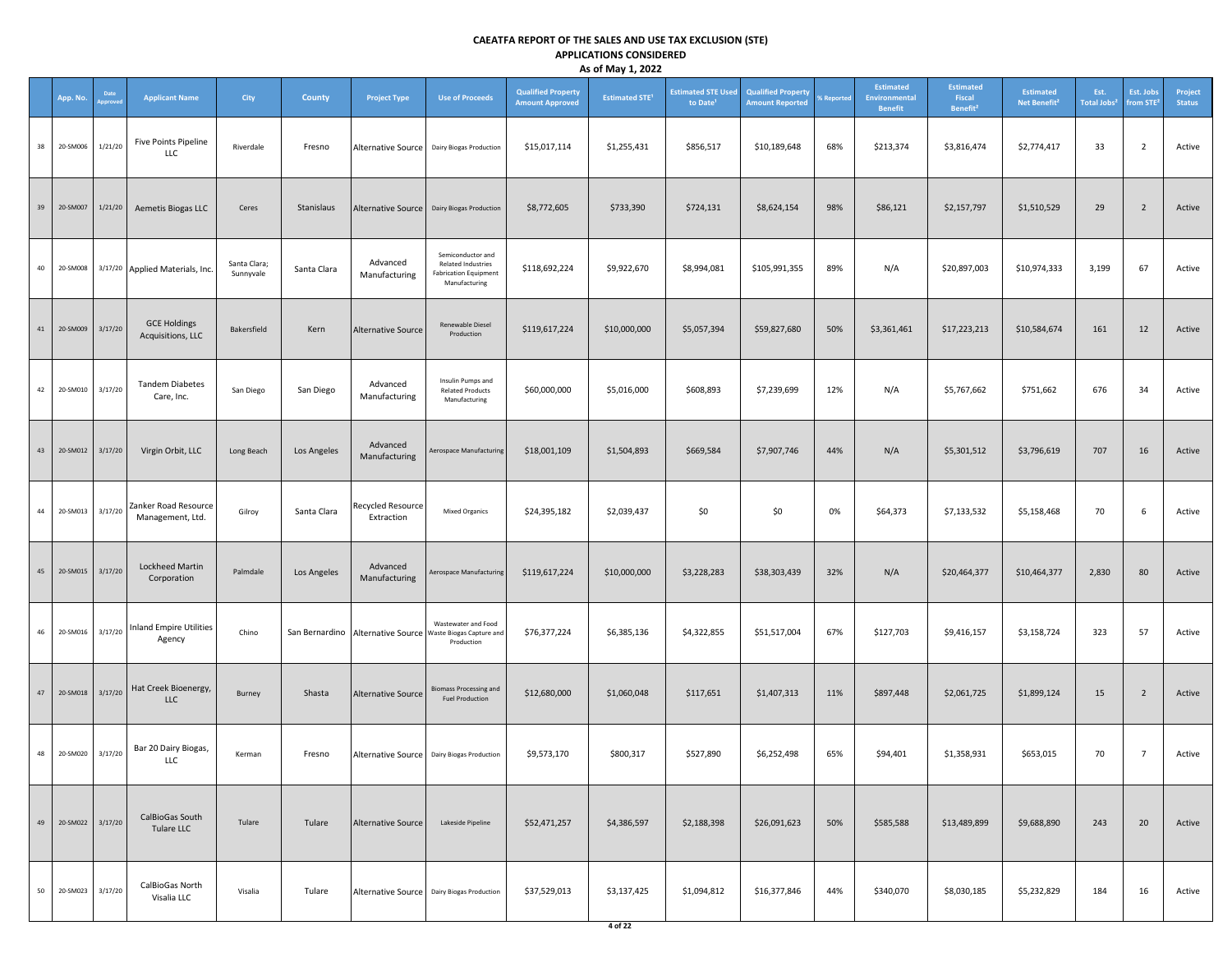# CAEATFA REPORT OF THE SALES AND USE TAX EXCLUSION (STE)

## APPLICATIONS CONSIDERED

### As of May 1, 2022

| | App. No. | Date Approved | Applicant Name | City | County | Project Type | Use of Proceeds | Qualified Property Amount Approved | Estimated STE[1] | Estimated STE Used to Date[1] | Qualified Property Amount Reported | % Reported | Estimated Environmental Benefit | Estimated Fiscal Benefit[2] | Estimated Net Benefit[2] | Est. Total Jobs[3] | Est. Jobs from STE[3] | Project Status |
|---|---|---|---|---|---|---|---|---|---|---|---|---|---|---|---|---|---|---|
| 38 | 20-SM006 | 1/21/20 | Five Points Pipeline LLC | Riverdale | Fresno | Alternative Source | Dairy Biogas Production | $15,017,114 | $1,255,431 | $856,517 | $10,189,648 | 68% | $213,374 | $3,816,474 | $2,774,417 | 33 | 2 | Active |
| 39 | 20-SM007 | 1/21/20 | Aemetis Biogas LLC | Ceres | Stanislaus | Alternative Source | Dairy Biogas Production | $8,772,605 | $733,390 | $724,131 | $8,624,154 | 98% | $86,121 | $2,157,797 | $1,510,529 | 29 | 2 | Active |
| 40 | 20-SM008 | 3/17/20 | Applied Materials, Inc. | Santa Clara; Sunnyvale | Santa Clara | Advanced Manufacturing | Semiconductor and Related Industries Fabrication Equipment Manufacturing | $118,692,224 | $9,922,670 | $8,994,081 | $105,991,355 | 89% | N/A | $20,897,003 | $10,974,333 | 3,199 | 67 | Active |
| 41 | 20-SM009 | 3/17/20 | GCE Holdings Acquisitions, LLC | Bakersfield | Kern | Alternative Source | Renewable Diesel Production | $119,617,224 | $10,000,000 | $5,057,394 | $59,827,680 | 50% | $3,361,461 | $17,223,213 | $10,584,674 | 161 | 12 | Active |
| 42 | 20-SM010 | 3/17/20 | Tandem Diabetes Care, Inc. | San Diego | San Diego | Advanced Manufacturing | Insulin Pumps and Related Products Manufacturing | $60,000,000 | $5,016,000 | $608,893 | $7,239,699 | 12% | N/A | $5,767,662 | $751,662 | 676 | 34 | Active |
| 43 | 20-SM012 | 3/17/20 | Virgin Orbit, LLC | Long Beach | Los Angeles | Advanced Manufacturing | Aerospace Manufacturing | $18,001,109 | $1,504,893 | $669,584 | $7,907,746 | 44% | N/A | $5,301,512 | $3,796,619 | 707 | 16 | Active |
| 44 | 20-SM013 | 3/17/20 | Zanker Road Resource Management, Ltd. | Gilroy | Santa Clara | Recycled Resource Extraction | Mixed Organics | $24,395,182 | $2,039,437 | $0 | $0 | 0% | $64,373 | $7,133,532 | $5,158,468 | 70 | 6 | Active |
| 45 | 20-SM015 | 3/17/20 | Lockheed Martin Corporation | Palmdale | Los Angeles | Advanced Manufacturing | Aerospace Manufacturing | $119,617,224 | $10,000,000 | $3,228,283 | $38,303,439 | 32% | N/A | $20,464,377 | $10,464,377 | 2,830 | 80 | Active |
| 46 | 20-SM016 | 3/17/20 | Inland Empire Utilities Agency | Chino | San Bernardino | Alternative Source | Wastewater and Food Waste Biogas Capture and Production | $76,377,224 | $6,385,136 | $4,322,855 | $51,517,004 | 67% | $127,703 | $9,416,157 | $3,158,724 | 323 | 57 | Active |
| 47 | 20-SM018 | 3/17/20 | Hat Creek Bioenergy, LLC | Burney | Shasta | Alternative Source | Biomass Processing and Fuel Production | $12,680,000 | $1,060,048 | $117,651 | $1,407,313 | 11% | $897,448 | $2,061,725 | $1,899,124 | 15 | 2 | Active |
| 48 | 20-SM020 | 3/17/20 | Bar 20 Dairy Biogas, LLC | Kerman | Fresno | Alternative Source | Dairy Biogas Production | $9,573,170 | $800,317 | $527,890 | $6,252,498 | 65% | $94,401 | $1,358,931 | $653,015 | 70 | 7 | Active |
| 49 | 20-SM022 | 3/17/20 | CalBioGas South Tulare LLC | Tulare | Tulare | Alternative Source | Lakeside Pipeline | $52,471,257 | $4,386,597 | $2,188,398 | $26,091,623 | 50% | $585,588 | $13,489,899 | $9,688,890 | 243 | 20 | Active |
| 50 | 20-SM023 | 3/17/20 | CalBioGas North Visalia LLC | Visalia | Tulare | Alternative Source | Dairy Biogas Production | $37,529,013 | $3,137,425 | $1,094,812 | $16,377,846 | 44% | $340,070 | $8,030,185 | $5,232,829 | 184 | 16 | Active |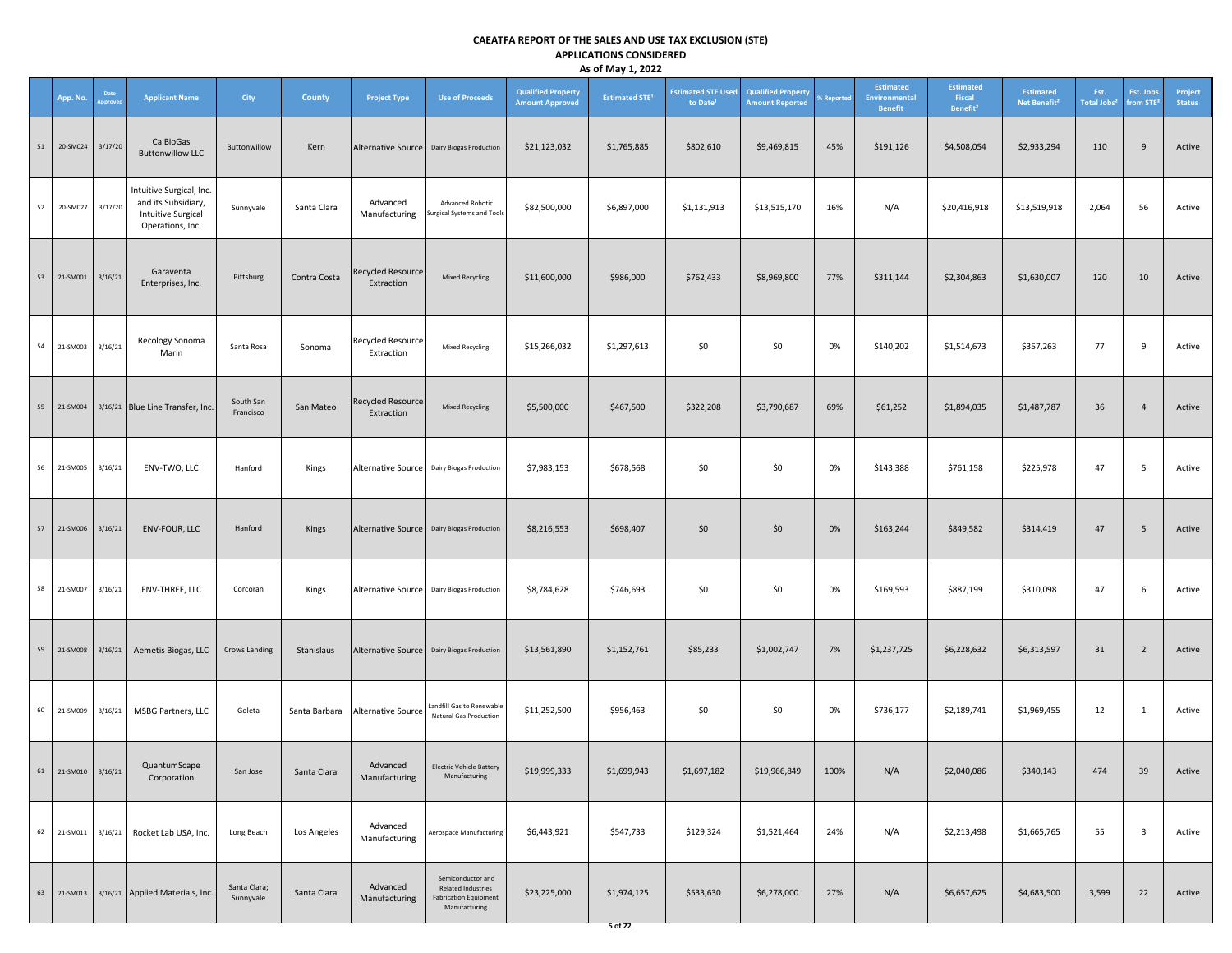# CAEATFA REPORT OF THE SALES AND USE TAX EXCLUSION (STE)
## APPLICATIONS CONSIDERED
### As of May 1, 2022

| | App. No. | Date Approved | Applicant Name | City | County | Project Type | Use of Proceeds | Qualified Property Amount Approved | Estimated STE[1] | Estimated STE Used to Date[1] | Qualified Property Amount Reported | % Reported | Estimated Environmental Benefit | Estimated Fiscal Benefit[2] | Estimated Net Benefit[2] | Est. Total Jobs[2] | Est. Jobs from STE[2] | Project Status |
|---|---|---|---|---|---|---|---|---|---|---|---|---|---|---|---|---|---|---|
| 51 | 20-SM024 | 3/17/20 | CalBioGas Buttonwillow LLC | Buttonwillow | Kern | Alternative Source | Dairy Biogas Production | $21,123,032 | $1,765,885 | $802,610 | $9,469,815 | 45% | $191,126 | $4,508,054 | $2,933,294 | 110 | 9 | Active |
| 52 | 20-SM027 | 3/17/20 | Intuitive Surgical, Inc. and its Subsidiary, Intuitive Surgical Operations, Inc. | Sunnyvale | Santa Clara | Advanced Manufacturing | Advanced Robotic Surgical Systems and Tools | $82,500,000 | $6,897,000 | $1,131,913 | $13,515,170 | 16% | N/A | $20,416,918 | $13,519,918 | 2,064 | 56 | Active |
| 53 | 21-SM001 | 3/16/21 | Garaventa Enterprises, Inc. | Pittsburg | Contra Costa | Recycled Resource Extraction | Mixed Recycling | $11,600,000 | $986,000 | $762,433 | $8,969,800 | 77% | $311,144 | $2,304,863 | $1,630,007 | 120 | 10 | Active |
| 54 | 21-SM003 | 3/16/21 | Recology Sonoma Marin | Santa Rosa | Sonoma | Recycled Resource Extraction | Mixed Recycling | $15,266,032 | $1,297,613 | $0 | $0 | 0% | $140,202 | $1,514,673 | $357,263 | 77 | 9 | Active |
| 55 | 21-SM004 | 3/16/21 | Blue Line Transfer, Inc. | South San Francisco | San Mateo | Recycled Resource Extraction | Mixed Recycling | $5,500,000 | $467,500 | $322,208 | $3,790,687 | 69% | $61,252 | $1,894,035 | $1,487,787 | 36 | 4 | Active |
| 56 | 21-SM005 | 3/16/21 | ENV-TWO, LLC | Hanford | Kings | Alternative Source | Dairy Biogas Production | $7,983,153 | $678,568 | $0 | $0 | 0% | $143,388 | $761,158 | $225,978 | 47 | 5 | Active |
| 57 | 21-SM006 | 3/16/21 | ENV-FOUR, LLC | Hanford | Kings | Alternative Source | Dairy Biogas Production | $8,216,553 | $698,407 | $0 | $0 | 0% | $163,244 | $849,582 | $314,419 | 47 | 5 | Active |
| 58 | 21-SM007 | 3/16/21 | ENV-THREE, LLC | Corcoran | Kings | Alternative Source | Dairy Biogas Production | $8,784,628 | $746,693 | $0 | $0 | 0% | $169,593 | $887,199 | $310,098 | 47 | 6 | Active |
| 59 | 21-SM008 | 3/16/21 | Aemetis Biogas, LLC | Crows Landing | Stanislaus | Alternative Source | Dairy Biogas Production | $13,561,890 | $1,152,761 | $85,233 | $1,002,747 | 7% | $1,237,725 | $6,228,632 | $6,313,597 | 31 | 2 | Active |
| 60 | 21-SM009 | 3/16/21 | MSBG Partners, LLC | Goleta | Santa Barbara | Alternative Source | Landfill Gas to Renewable Natural Gas Production | $11,252,500 | $956,463 | $0 | $0 | 0% | $736,177 | $2,189,741 | $1,969,455 | 12 | 1 | Active |
| 61 | 21-SM010 | 3/16/21 | QuantumScape Corporation | San Jose | Santa Clara | Advanced Manufacturing | Electric Vehicle Battery Manufacturing | $19,999,333 | $1,699,943 | $1,697,182 | $19,966,849 | 100% | N/A | $2,040,086 | $340,143 | 474 | 39 | Active |
| 62 | 21-SM011 | 3/16/21 | Rocket Lab USA, Inc. | Long Beach | Los Angeles | Advanced Manufacturing | Aerospace Manufacturing | $6,443,921 | $547,733 | $129,324 | $1,521,464 | 24% | N/A | $2,213,498 | $1,665,765 | 55 | 3 | Active |
| 63 | 21-SM013 | 3/16/21 | Applied Materials, Inc. | Santa Clara; Sunnyvale | Santa Clara | Advanced Manufacturing | Semiconductor and Related Industries Fabrication Equipment Manufacturing | $23,225,000 | $1,974,125 | $533,630 | $6,278,000 | 27% | N/A | $6,657,625 | $4,683,500 | 3,599 | 22 | Active |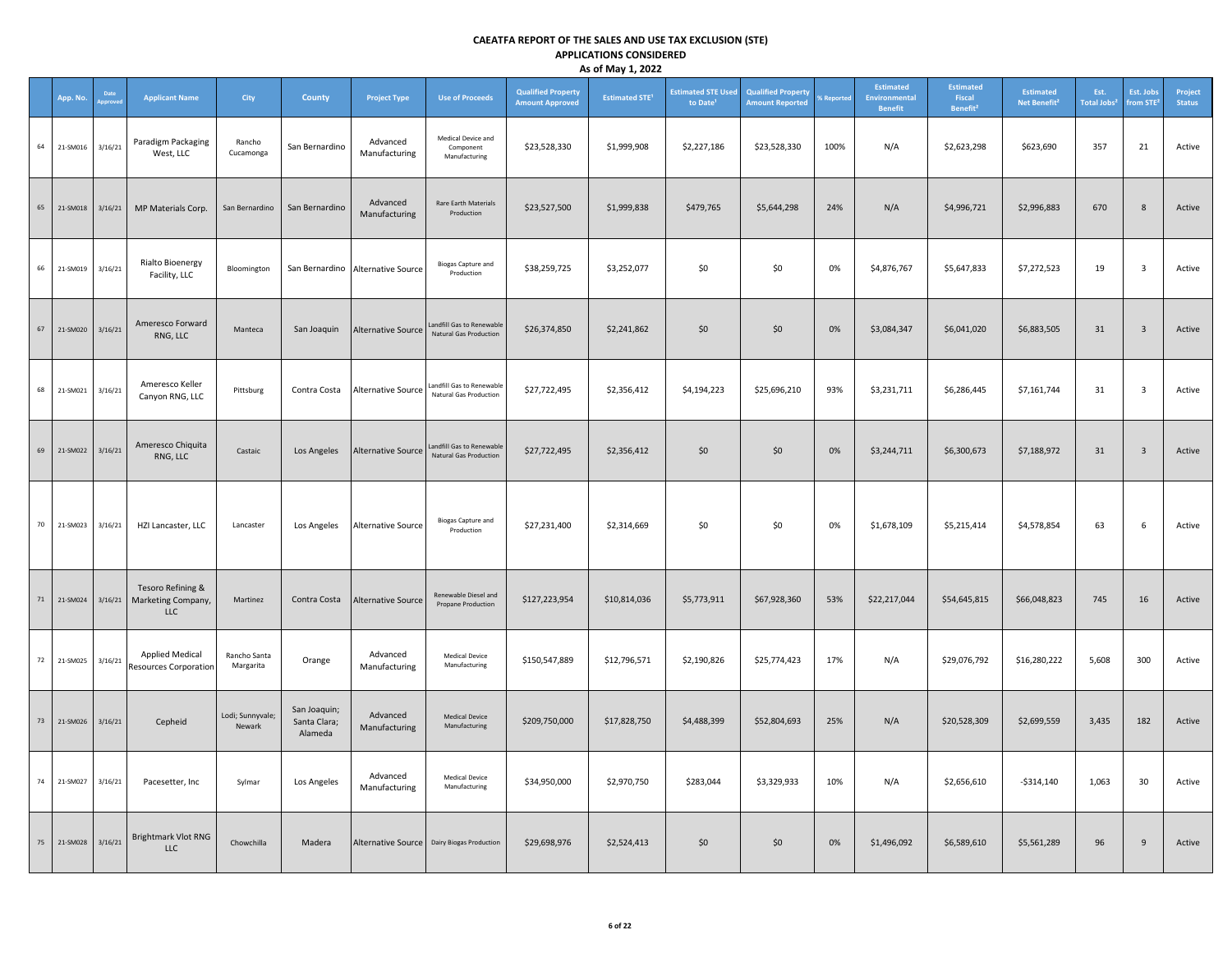# CAEATFA REPORT OF THE SALES AND USE TAX EXCLUSION (STE)
## APPLICATIONS CONSIDERED
### As of May 1, 2022

| | App. No. | Date Approved | Applicant Name | City | County | Project Type | Use of Proceeds | Qualified Property Amount Approved | Estimated STE[1] | Estimated STE Used to Date[1] | Qualified Property Amount Reported | % Reported | Estimated Environmental Benefit | Estimated Fiscal Benefit[2] | Estimated Net Benefit[2] | Est. Total Jobs[2] | Est. Jobs from STE[2] | Project Status |
|---|---|---|---|---|---|---|---|---|---|---|---|---|---|---|---|---|---|---|
| 64 | 21-SM016 | 3/16/21 | Paradigm Packaging West, LLC | Rancho Cucamonga | San Bernardino | Advanced Manufacturing | Medical Device and Component Manufacturing | $23,528,330 | $1,999,908 | $2,227,186 | $23,528,330 | 100% | N/A | $2,623,298 | $623,690 | 357 | 21 | Active |
| 65 | 21-SM018 | 3/16/21 | MP Materials Corp. | San Bernardino | San Bernardino | Advanced Manufacturing | Rare Earth Materials Production | $23,527,500 | $1,999,838 | $479,765 | $5,644,298 | 24% | N/A | $4,996,721 | $2,996,883 | 670 | 8 | Active |
| 66 | 21-SM019 | 3/16/21 | Rialto Bioenergy Facility, LLC | Bloomington | San Bernardino | Alternative Source | Biogas Capture and Production | $38,259,725 | $3,252,077 | $0 | $0 | 0% | $4,876,767 | $5,647,833 | $7,272,523 | 19 | 3 | Active |
| 67 | 21-SM020 | 3/16/21 | Ameresco Forward RNG, LLC | Manteca | San Joaquin | Alternative Source | Landfill Gas to Renewable Natural Gas Production | $26,374,850 | $2,241,862 | $0 | $0 | 0% | $3,084,347 | $6,041,020 | $6,883,505 | 31 | 3 | Active |
| 68 | 21-SM021 | 3/16/21 | Ameresco Keller Canyon RNG, LLC | Pittsburg | Contra Costa | Alternative Source | Landfill Gas to Renewable Natural Gas Production | $27,722,495 | $2,356,412 | $4,194,223 | $25,696,210 | 93% | $3,231,711 | $6,286,445 | $7,161,744 | 31 | 3 | Active |
| 69 | 21-SM022 | 3/16/21 | Ameresco Chiquita RNG, LLC | Castaic | Los Angeles | Alternative Source | Landfill Gas to Renewable Natural Gas Production | $27,722,495 | $2,356,412 | $0 | $0 | 0% | $3,244,711 | $6,300,673 | $7,188,972 | 31 | 3 | Active |
| 70 | 21-SM023 | 3/16/21 | HZI Lancaster, LLC | Lancaster | Los Angeles | Alternative Source | Biogas Capture and Production | $27,231,400 | $2,314,669 | $0 | $0 | 0% | $1,678,109 | $5,215,414 | $4,578,854 | 63 | 6 | Active |
| 71 | 21-SM024 | 3/16/21 | Tesoro Refining & Marketing Company, LLC | Martinez | Contra Costa | Alternative Source | Renewable Diesel and Propane Production | $127,223,954 | $10,814,036 | $5,773,911 | $67,928,360 | 53% | $22,217,044 | $54,645,815 | $66,048,823 | 745 | 16 | Active |
| 72 | 21-SM025 | 3/16/21 | Applied Medical Resources Corporation | Rancho Santa Margarita | Orange | Advanced Manufacturing | Medical Device Manufacturing | $150,547,889 | $12,796,571 | $2,190,826 | $25,774,423 | 17% | N/A | $29,076,792 | $16,280,222 | 5,608 | 300 | Active |
| 73 | 21-SM026 | 3/16/21 | Cepheid | Lodi; Sunnyvale; Newark | San Joaquin; Santa Clara; Alameda | Advanced Manufacturing | Medical Device Manufacturing | $209,750,000 | $17,828,750 | $4,488,399 | $52,804,693 | 25% | N/A | $20,528,309 | $2,699,559 | 3,435 | 182 | Active |
| 74 | 21-SM027 | 3/16/21 | Pacesetter, Inc | Sylmar | Los Angeles | Advanced Manufacturing | Medical Device Manufacturing | $34,950,000 | $2,970,750 | $283,044 | $3,329,933 | 10% | N/A | $2,656,610 | -$314,140 | 1,063 | 30 | Active |
| 75 | 21-SM028 | 3/16/21 | Brightmark Vlot RNG LLC | Chowchilla | Madera | Alternative Source | Dairy Biogas Production | $29,698,976 | $2,524,413 | $0 | $0 | 0% | $1,496,092 | $6,589,610 | $5,561,289 | 96 | 9 | Active |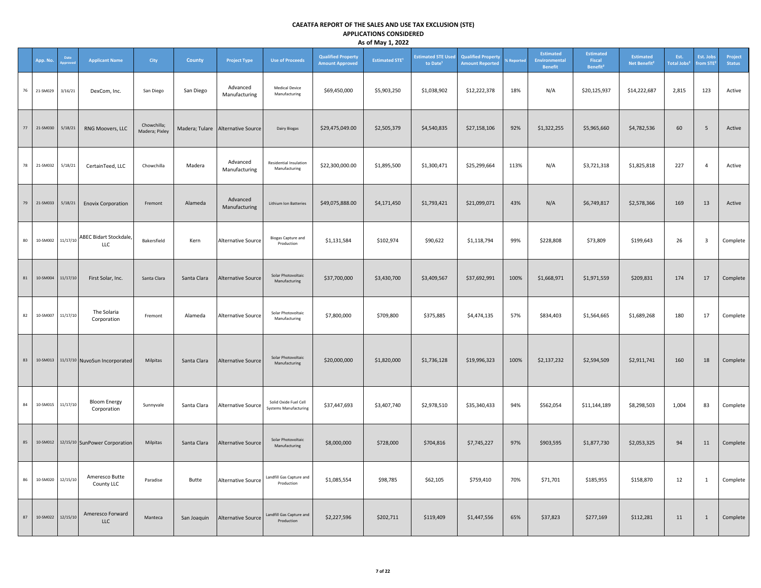# CAEATFA REPORT OF THE SALES AND USE TAX EXCLUSION (STE)
## APPLICATIONS CONSIDERED
### As of May 1, 2022

| | App. No. | Date Approved | Applicant Name | City | County | Project Type | Use of Proceeds | Qualified Property Amount Approved | Estimated STE[1] | Estimated STE Used to Date[1] | Qualified Property Amount Reported | % Reported | Estimated Environmental Benefit | Estimated Fiscal Benefit[2] | Estimated Net Benefit[2] | Est. Total Jobs[3] | Est. Jobs from STE[3] | Project Status |
|---|---|---|---|---|---|---|---|---|---|---|---|---|---|---|---|---|---|---|
| 76 | 21-SM029 | 3/16/21 | DexCom, Inc. | San Diego | San Diego | Advanced Manufacturing | Medical Device Manufacturing | $69,450,000 | $5,903,250 | $1,038,902 | $12,222,378 | 18% | N/A | $20,125,937 | $14,222,687 | 2,815 | 123 | Active |
| 77 | 21-SM030 | 5/18/21 | RNG Moovers, LLC | Chowchilla; Madera; Pixley | Madera; Tulare | Alternative Source | Dairy Biogas | $29,475,049.00 | $2,505,379 | $4,540,835 | $27,158,106 | 92% | $1,322,255 | $5,965,660 | $4,782,536 | 60 | 5 | Active |
| 78 | 21-SM032 | 5/18/21 | CertainTeed, LLC | Chowchilla | Madera | Advanced Manufacturing | Residential Insulation Manufacturing | $22,300,000.00 | $1,895,500 | $1,300,471 | $25,299,664 | 113% | N/A | $3,721,318 | $1,825,818 | 227 | 4 | Active |
| 79 | 21-SM033 | 5/18/21 | Enovix Corporation | Fremont | Alameda | Advanced Manufacturing | Lithium Ion Batteries | $49,075,888.00 | $4,171,450 | $1,793,421 | $21,099,071 | 43% | N/A | $6,749,817 | $2,578,366 | 169 | 13 | Active |
| 80 | 10-SM002 | 11/17/10 | ABEC Bidart Stockdale, LLC | Bakersfield | Kern | Alternative Source | Biogas Capture and Production | $1,131,584 | $102,974 | $90,622 | $1,118,794 | 99% | $228,808 | $73,809 | $199,643 | 26 | 3 | Complete |
| 81 | 10-SM004 | 11/17/10 | First Solar, Inc. | Santa Clara | Santa Clara | Alternative Source | Solar Photovoltaic Manufacturing | $37,700,000 | $3,430,700 | $3,409,567 | $37,692,991 | 100% | $1,668,971 | $1,971,559 | $209,831 | 174 | 17 | Complete |
| 82 | 10-SM007 | 11/17/10 | The Solaria Corporation | Fremont | Alameda | Alternative Source | Solar Photovoltaic Manufacturing | $7,800,000 | $709,800 | $375,885 | $4,474,135 | 57% | $834,403 | $1,564,665 | $1,689,268 | 180 | 17 | Complete |
| 83 | 10-SM013 | 11/17/10 | NuvoSun Incorporated | Milpitas | Santa Clara | Alternative Source | Solar Photovoltaic Manufacturing | $20,000,000 | $1,820,000 | $1,736,128 | $19,996,323 | 100% | $2,137,232 | $2,594,509 | $2,911,741 | 160 | 18 | Complete |
| 84 | 10-SM015 | 11/17/10 | Bloom Energy Corporation | Sunnyvale | Santa Clara | Alternative Source | Solid Oxide Fuel Cell Systems Manufacturing | $37,447,693 | $3,407,740 | $2,978,510 | $35,340,433 | 94% | $562,054 | $11,144,189 | $8,298,503 | 1,004 | 83 | Complete |
| 85 | 10-SM012 | 12/15/10 | SunPower Corporation | Milpitas | Santa Clara | Alternative Source | Solar Photovoltaic Manufacturing | $8,000,000 | $728,000 | $704,816 | $7,745,227 | 97% | $903,595 | $1,877,730 | $2,053,325 | 94 | 11 | Complete |
| 86 | 10-SM020 | 12/15/10 | Ameresco Butte County LLC | Paradise | Butte | Alternative Source | Landfill Gas Capture and Production | $1,085,554 | $98,785 | $62,105 | $759,410 | 70% | $71,701 | $185,955 | $158,870 | 12 | 1 | Complete |
| 87 | 10-SM022 | 12/15/10 | Ameresco Forward LLC | Manteca | San Joaquin | Alternative Source | Landfill Gas Capture and Production | $2,227,596 | $202,711 | $119,409 | $1,447,556 | 65% | $37,823 | $277,169 | $112,281 | 11 | 1 | Complete |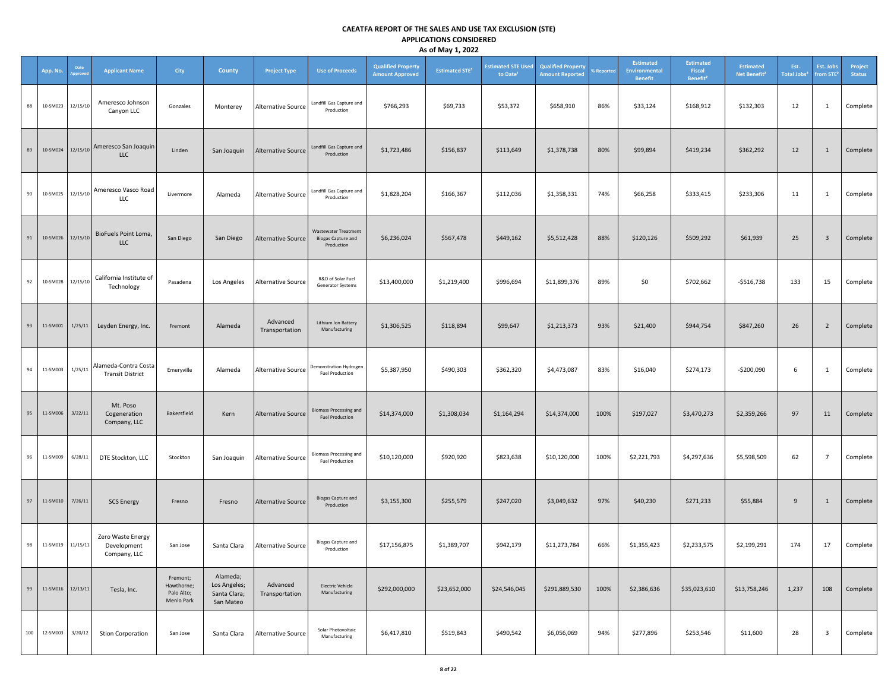**CAEATFA REPORT OF THE SALES AND USE TAX EXCLUSION (STE)**
**APPLICATIONS CONSIDERED**
**As of May 1, 2022**

| | App. No. | Date Approved | Applicant Name | City | County | Project Type | Use of Proceeds | Qualified Property Amount Approved | Estimated STE[1] | Estimated STE Used to Date[1] | Qualified Property Amount Reported | % Reported | Estimated Environmental Benefit | Estimated Fiscal Benefit[2] | Estimated Net Benefit[2] | Est. Total Jobs[3] | Est. Jobs from STE[3] | Project Status |
|---|---|---|---|---|---|---|---|---|---|---|---|---|---|---|---|---|---|---|
| 88 | 10-SM023 | 12/15/10 | Ameresco Johnson Canyon LLC | Gonzales | Monterey | Alternative Source | Landfill Gas Capture and Production | $766,293 | $69,733 | $53,372 | $658,910 | 86% | $33,124 | $168,912 | $132,303 | 12 | 1 | Complete |
| 89 | 10-SM024 | 12/15/10 | Ameresco San Joaquin LLC | Linden | San Joaquin | Alternative Source | Landfill Gas Capture and Production | $1,723,486 | $156,837 | $113,649 | $1,378,738 | 80% | $99,894 | $419,234 | $362,292 | 12 | 1 | Complete |
| 90 | 10-SM025 | 12/15/10 | Ameresco Vasco Road LLC | Livermore | Alameda | Alternative Source | Landfill Gas Capture and Production | $1,828,204 | $166,367 | $112,036 | $1,358,331 | 74% | $66,258 | $333,415 | $233,306 | 11 | 1 | Complete |
| 91 | 10-SM026 | 12/15/10 | BioFuels Point Loma, LLC | San Diego | San Diego | Alternative Source | Wastewater Treatment Biogas Capture and Production | $6,236,024 | $567,478 | $449,162 | $5,512,428 | 88% | $120,126 | $509,292 | $61,939 | 25 | 3 | Complete |
| 92 | 10-SM028 | 12/15/10 | California Institute of Technology | Pasadena | Los Angeles | Alternative Source | R&D of Solar Fuel Generator Systems | $13,400,000 | $1,219,400 | $996,694 | $11,899,376 | 89% | $0 | $702,662 | -$516,738 | 133 | 15 | Complete |
| 93 | 11-SM001 | 1/25/11 | Leyden Energy, Inc. | Fremont | Alameda | Advanced Transportation | Lithium Ion Battery Manufacturing | $1,306,525 | $118,894 | $99,647 | $1,213,373 | 93% | $21,400 | $944,754 | $847,260 | 26 | 2 | Complete |
| 94 | 11-SM003 | 1/25/11 | Alameda-Contra Costa Transit District | Emeryville | Alameda | Alternative Source | Demonstration Hydrogen Fuel Production | $5,387,950 | $490,303 | $362,320 | $4,473,087 | 83% | $16,040 | $274,173 | -$200,090 | 6 | 1 | Complete |
| 95 | 11-SM006 | 3/22/11 | Mt. Poso Cogeneration Company, LLC | Bakersfield | Kern | Alternative Source | Biomass Processing and Fuel Production | $14,374,000 | $1,308,034 | $1,164,294 | $14,374,000 | 100% | $197,027 | $3,470,273 | $2,359,266 | 97 | 11 | Complete |
| 96 | 11-SM009 | 6/28/11 | DTE Stockton, LLC | Stockton | San Joaquin | Alternative Source | Biomass Processing and Fuel Production | $10,120,000 | $920,920 | $823,638 | $10,120,000 | 100% | $2,221,793 | $4,297,636 | $5,598,509 | 62 | 7 | Complete |
| 97 | 11-SM010 | 7/26/11 | SCS Energy | Fresno | Fresno | Alternative Source | Biogas Capture and Production | $3,155,300 | $255,579 | $247,020 | $3,049,632 | 97% | $40,230 | $271,233 | $55,884 | 9 | 1 | Complete |
| 98 | 11-SM019 | 11/15/11 | Zero Waste Energy Development Company, LLC | San Jose | Santa Clara | Alternative Source | Biogas Capture and Production | $17,156,875 | $1,389,707 | $942,179 | $11,273,784 | 66% | $1,355,423 | $2,233,575 | $2,199,291 | 174 | 17 | Complete |
| 99 | 11-SM016 | 12/13/11 | Tesla, Inc. | Fremont; Hawthorne; Palo Alto; Menlo Park | Alameda; Los Angeles; Santa Clara; San Mateo | Advanced Transportation | Electric Vehicle Manufacturing | $292,000,000 | $23,652,000 | $24,546,045 | $291,889,530 | 100% | $2,386,636 | $35,023,610 | $13,758,246 | 1,237 | 108 | Complete |
| 100 | 12-SM003 | 3/20/12 | Stion Corporation | San Jose | Santa Clara | Alternative Source | Solar Photovoltaic Manufacturing | $6,417,810 | $519,843 | $490,542 | $6,056,069 | 94% | $277,896 | $253,546 | $11,600 | 28 | 3 | Complete |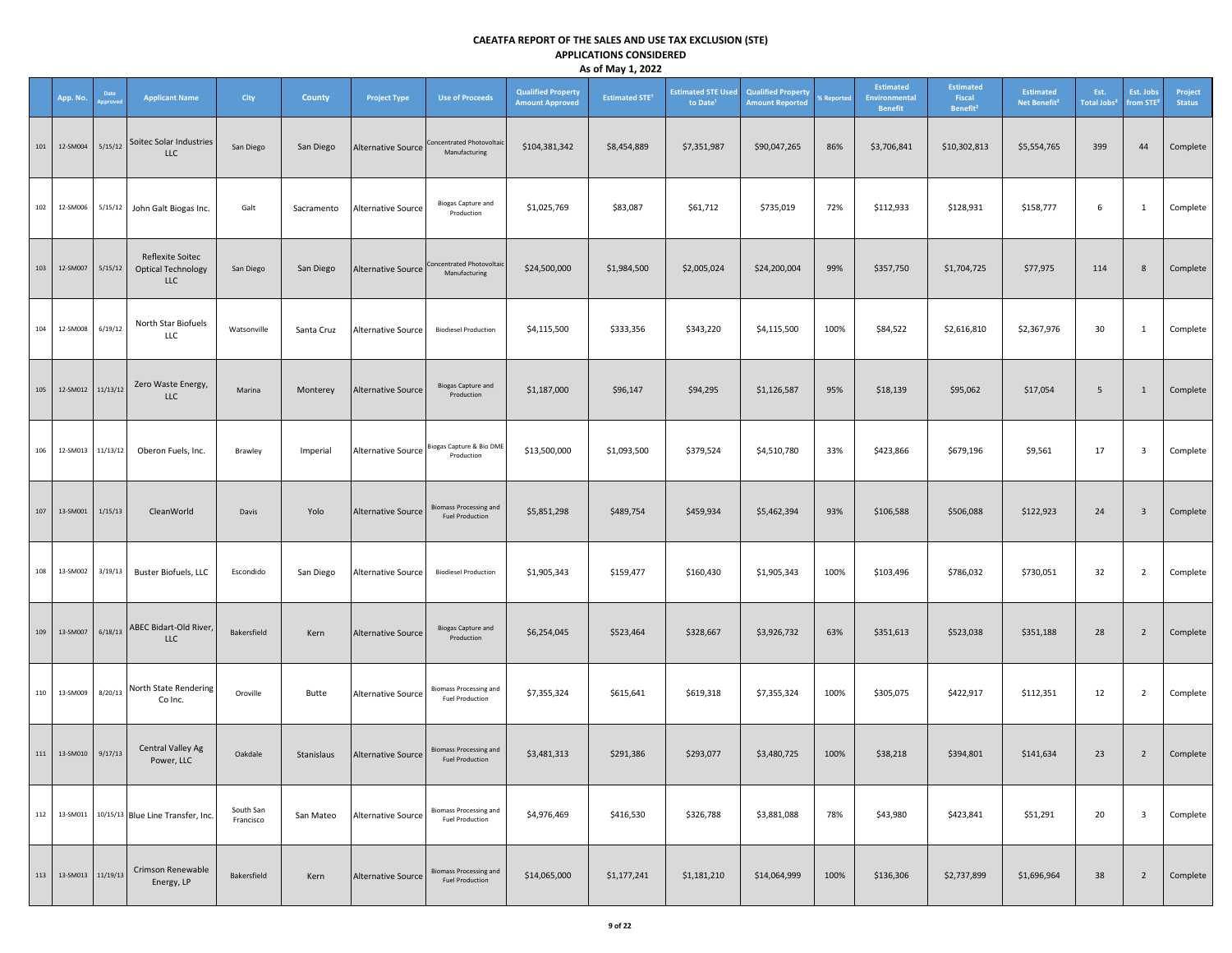# CAEATFA REPORT OF THE SALES AND USE TAX EXCLUSION (STE)

## APPLICATIONS CONSIDERED

### As of May 1, 2022

| | App. No. | Date Approved | Applicant Name | City | County | Project Type | Use of Proceeds | Qualified Property Amount Approved | Estimated STE[1] | Estimated STE Used to Date[1] | Qualified Property Amount Reported | % Reported | Estimated Environmental Benefit | Estimated Fiscal Benefit[2] | Estimated Net Benefit[2] | Est. Total Jobs[2] | Est. Jobs from STE[2] | Project Status |
|---|---|---|---|---|---|---|---|---|---|---|---|---|---|---|---|---|---|---|
| 101 | 12-SM004 | 5/15/12 | Soitec Solar Industries LLC | San Diego | San Diego | Alternative Source | Concentrated Photovoltaic Manufacturing | $104,381,342 | $8,454,889 | $7,351,987 | $90,047,265 | 86% | $3,706,841 | $10,302,813 | $5,554,765 | 399 | 44 | Complete |
| 102 | 12-SM006 | 5/15/12 | John Galt Biogas Inc. | Galt | Sacramento | Alternative Source | Biogas Capture and Production | $1,025,769 | $83,087 | $61,712 | $735,019 | 72% | $112,933 | $128,931 | $158,777 | 6 | 1 | Complete |
| 103 | 12-SM007 | 5/15/12 | Reflexite Soitec Optical Technology LLC | San Diego | San Diego | Alternative Source | Concentrated Photovoltaic Manufacturing | $24,500,000 | $1,984,500 | $2,005,024 | $24,200,004 | 99% | $357,750 | $1,704,725 | $77,975 | 114 | 8 | Complete |
| 104 | 12-SM008 | 6/19/12 | North Star Biofuels LLC | Watsonville | Santa Cruz | Alternative Source | Biodiesel Production | $4,115,500 | $333,356 | $343,220 | $4,115,500 | 100% | $84,522 | $2,616,810 | $2,367,976 | 30 | 1 | Complete |
| 105 | 12-SM012 | 11/13/12 | Zero Waste Energy, LLC | Marina | Monterey | Alternative Source | Biogas Capture and Production | $1,187,000 | $96,147 | $94,295 | $1,126,587 | 95% | $18,139 | $95,062 | $17,054 | 5 | 1 | Complete |
| 106 | 12-SM013 | 11/13/12 | Oberon Fuels, Inc. | Brawley | Imperial | Alternative Source | Biogas Capture & Bio DME Production | $13,500,000 | $1,093,500 | $379,524 | $4,510,780 | 33% | $423,866 | $679,196 | $9,561 | 17 | 3 | Complete |
| 107 | 13-SM001 | 1/15/13 | CleanWorld | Davis | Yolo | Alternative Source | Biomass Processing and Fuel Production | $5,851,298 | $489,754 | $459,934 | $5,462,394 | 93% | $106,588 | $506,088 | $122,923 | 24 | 3 | Complete |
| 108 | 13-SM002 | 3/19/13 | Buster Biofuels, LLC | Escondido | San Diego | Alternative Source | Biodiesel Production | $1,905,343 | $159,477 | $160,430 | $1,905,343 | 100% | $103,496 | $786,032 | $730,051 | 32 | 2 | Complete |
| 109 | 13-SM007 | 6/18/13 | ABEC Bidart-Old River, LLC | Bakersfield | Kern | Alternative Source | Biogas Capture and Production | $6,254,045 | $523,464 | $328,667 | $3,926,732 | 63% | $351,613 | $523,038 | $351,188 | 28 | 2 | Complete |
| 110 | 13-SM009 | 8/20/13 | North State Rendering Co Inc. | Oroville | Butte | Alternative Source | Biomass Processing and Fuel Production | $7,355,324 | $615,641 | $619,318 | $7,355,324 | 100% | $305,075 | $422,917 | $112,351 | 12 | 2 | Complete |
| 111 | 13-SM010 | 9/17/13 | Central Valley Ag Power, LLC | Oakdale | Stanislaus | Alternative Source | Biomass Processing and Fuel Production | $3,481,313 | $291,386 | $293,077 | $3,480,725 | 100% | $38,218 | $394,801 | $141,634 | 23 | 2 | Complete |
| 112 | 13-SM011 | 10/15/13 | Blue Line Transfer, Inc. | South San Francisco | San Mateo | Alternative Source | Biomass Processing and Fuel Production | $4,976,469 | $416,530 | $326,788 | $3,881,088 | 78% | $43,980 | $423,841 | $51,291 | 20 | 3 | Complete |
| 113 | 13-SM013 | 11/19/13 | Crimson Renewable Energy, LP | Bakersfield | Kern | Alternative Source | Biomass Processing and Fuel Production | $14,065,000 | $1,177,241 | $1,181,210 | $14,064,999 | 100% | $136,306 | $2,737,899 | $1,696,964 | 38 | 2 | Complete |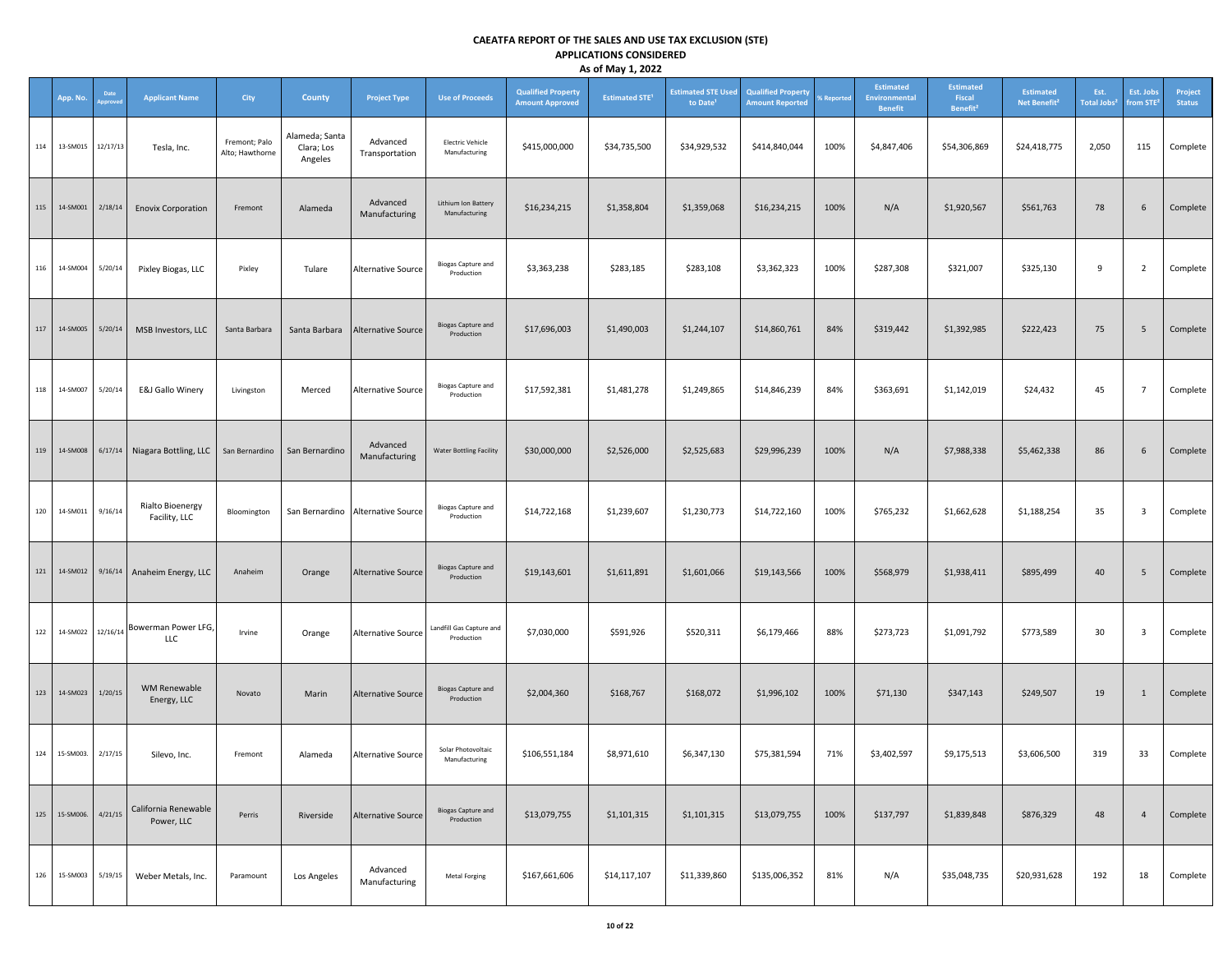# CAEATFA REPORT OF THE SALES AND USE TAX EXCLUSION (STE)

## APPLICATIONS CONSIDERED

### As of May 1, 2022

| | App. No. | Date Approved | Applicant Name | City | County | Project Type | Use of Proceeds | Qualified Property Amount Approved | Estimated STE[1] | Estimated STE Used to Date[1] | Qualified Property Amount Reported | % Reported | Estimated Environmental Benefit | Estimated Fiscal Benefit[2] | Estimated Net Benefit[2] | Est. Total Jobs[2] | Est. Jobs from STE[2] | Project Status |
|---|---|---|---|---|---|---|---|---|---|---|---|---|---|---|---|---|---|---|
| 114 | 13-SM015 | 12/17/13 | Tesla, Inc. | Fremont; Palo Alto; Hawthorne | Alameda; Santa Clara; Los Angeles | Advanced Transportation | Electric Vehicle Manufacturing | $415,000,000 | $34,735,500 | $34,929,532 | $414,840,044 | 100% | $4,847,406 | $54,306,869 | $24,418,775 | 2,050 | 115 | Complete |
| 115 | 14-SM001 | 2/18/14 | Enovix Corporation | Fremont | Alameda | Advanced Manufacturing | Lithium Ion Battery Manufacturing | $16,234,215 | $1,358,804 | $1,359,068 | $16,234,215 | 100% | N/A | $1,920,567 | $561,763 | 78 | 6 | Complete |
| 116 | 14-SM004 | 5/20/14 | Pixley Biogas, LLC | Pixley | Tulare | Alternative Source | Biogas Capture and Production | $3,363,238 | $283,185 | $283,108 | $3,362,323 | 100% | $287,308 | $321,007 | $325,130 | 9 | 2 | Complete |
| 117 | 14-SM005 | 5/20/14 | MSB Investors, LLC | Santa Barbara | Santa Barbara | Alternative Source | Biogas Capture and Production | $17,696,003 | $1,490,003 | $1,244,107 | $14,860,761 | 84% | $319,442 | $1,392,985 | $222,423 | 75 | 5 | Complete |
| 118 | 14-SM007 | 5/20/14 | E&J Gallo Winery | Livingston | Merced | Alternative Source | Biogas Capture and Production | $17,592,381 | $1,481,278 | $1,249,865 | $14,846,239 | 84% | $363,691 | $1,142,019 | $24,432 | 45 | 7 | Complete |
| 119 | 14-SM008 | 6/17/14 | Niagara Bottling, LLC | San Bernardino | San Bernardino | Advanced Manufacturing | Water Bottling Facility | $30,000,000 | $2,526,000 | $2,525,683 | $29,996,239 | 100% | N/A | $7,988,338 | $5,462,338 | 86 | 6 | Complete |
| 120 | 14-SM011 | 9/16/14 | Rialto Bioenergy Facility, LLC | Bloomington | San Bernardino | Alternative Source | Biogas Capture and Production | $14,722,168 | $1,239,607 | $1,230,773 | $14,722,160 | 100% | $765,232 | $1,662,628 | $1,188,254 | 35 | 3 | Complete |
| 121 | 14-SM012 | 9/16/14 | Anaheim Energy, LLC | Anaheim | Orange | Alternative Source | Biogas Capture and Production | $19,143,601 | $1,611,891 | $1,601,066 | $19,143,566 | 100% | $568,979 | $1,938,411 | $895,499 | 40 | 5 | Complete |
| 122 | 14-SM022 | 12/16/14 | Bowerman Power LFG, LLC | Irvine | Orange | Alternative Source | Landfill Gas Capture and Production | $7,030,000 | $591,926 | $520,311 | $6,179,466 | 88% | $273,723 | $1,091,792 | $773,589 | 30 | 3 | Complete |
| 123 | 14-SM023 | 1/20/15 | WM Renewable Energy, LLC | Novato | Marin | Alternative Source | Biogas Capture and Production | $2,004,360 | $168,767 | $168,072 | $1,996,102 | 100% | $71,130 | $347,143 | $249,507 | 19 | 1 | Complete |
| 124 | 15-SM003. | 2/17/15 | Silevo, Inc. | Fremont | Alameda | Alternative Source | Solar Photovoltaic Manufacturing | $106,551,184 | $8,971,610 | $6,347,130 | $75,381,594 | 71% | $3,402,597 | $9,175,513 | $3,606,500 | 319 | 33 | Complete |
| 125 | 15-SM006. | 4/21/15 | California Renewable Power, LLC | Perris | Riverside | Alternative Source | Biogas Capture and Production | $13,079,755 | $1,101,315 | $1,101,315 | $13,079,755 | 100% | $137,797 | $1,839,848 | $876,329 | 48 | 4 | Complete |
| 126 | 15-SM003 | 5/19/15 | Weber Metals, Inc. | Paramount | Los Angeles | Advanced Manufacturing | Metal Forging | $167,661,606 | $14,117,107 | $11,339,860 | $135,006,352 | 81% | N/A | $35,048,735 | $20,931,628 | 192 | 18 | Complete |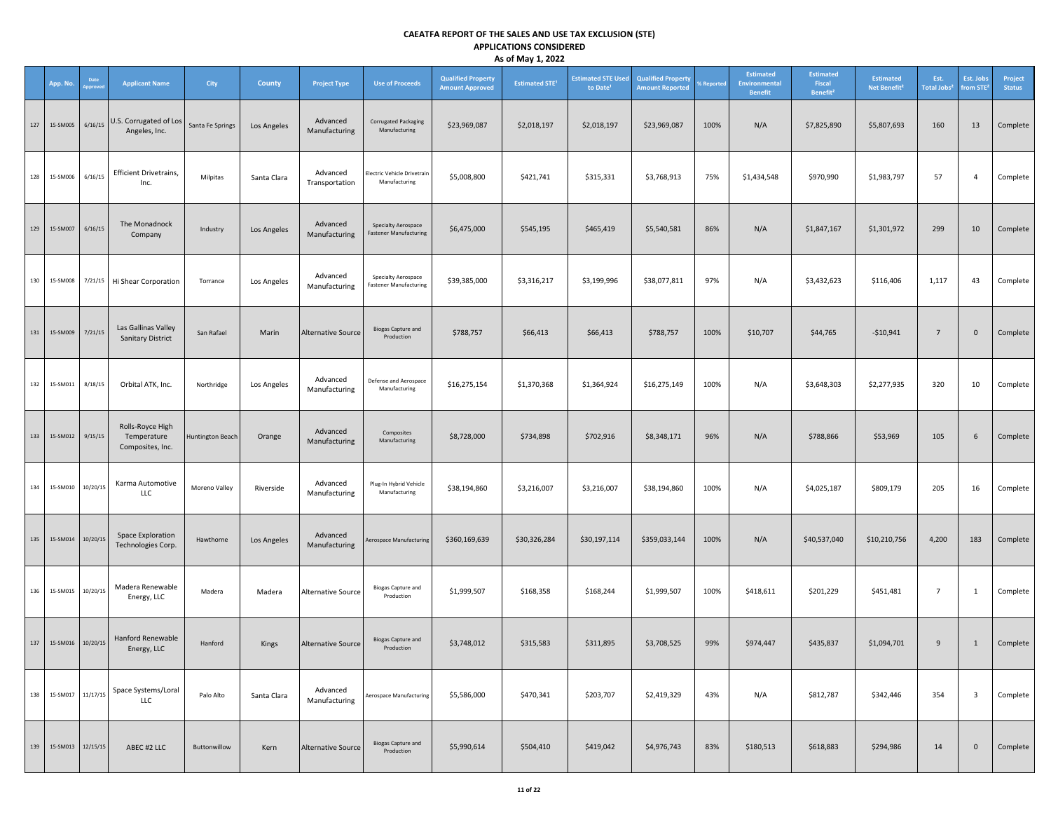# CAEATFA REPORT OF THE SALES AND USE TAX EXCLUSION (STE)
## APPLICATIONS CONSIDERED
### As of May 1, 2022

| | App. No. | Date Approved | Applicant Name | City | County | Project Type | Use of Proceeds | Qualified Property Amount Approved | Estimated STE[1] | Estimated STE Used to Date[1] | Qualified Property Amount Reported | % Reported | Estimated Environmental Benefit | Estimated Fiscal Benefit[2] | Estimated Net Benefit[2] | Est. Total Jobs[3] | Est. Jobs from STE[3] | Project Status |
|---|---|---|---|---|---|---|---|---|---|---|---|---|---|---|---|---|---|---|
| 127 | 15-SM005 | 6/16/15 | U.S. Corrugated of Los Angeles, Inc. | Santa Fe Springs | Los Angeles | Advanced Manufacturing | Corrugated Packaging Manufacturing | $23,969,087 | $2,018,197 | $2,018,197 | $23,969,087 | 100% | N/A | $7,825,890 | $5,807,693 | 160 | 13 | Complete |
| 128 | 15-SM006 | 6/16/15 | Efficient Drivetrains, Inc. | Milpitas | Santa Clara | Advanced Transportation | Electric Vehicle Drivetrain Manufacturing | $5,008,800 | $421,741 | $315,331 | $3,768,913 | 75% | $1,434,548 | $970,990 | $1,983,797 | 57 | 4 | Complete |
| 129 | 15-SM007 | 6/16/15 | The Monadnock Company | Industry | Los Angeles | Advanced Manufacturing | Specialty Aerospace Fastener Manufacturing | $6,475,000 | $545,195 | $465,419 | $5,540,581 | 86% | N/A | $1,847,167 | $1,301,972 | 299 | 10 | Complete |
| 130 | 15-SM008 | 7/21/15 | Hi Shear Corporation | Torrance | Los Angeles | Advanced Manufacturing | Specialty Aerospace Fastener Manufacturing | $39,385,000 | $3,316,217 | $3,199,996 | $38,077,811 | 97% | N/A | $3,432,623 | $116,406 | 1,117 | 43 | Complete |
| 131 | 15-SM009 | 7/21/15 | Las Gallinas Valley Sanitary District | San Rafael | Marin | Alternative Source | Biogas Capture and Production | $788,757 | $66,413 | $66,413 | $788,757 | 100% | $10,707 | $44,765 | -$10,941 | 7 | 0 | Complete |
| 132 | 15-SM011 | 8/18/15 | Orbital ATK, Inc. | Northridge | Los Angeles | Advanced Manufacturing | Defense and Aerospace Manufacturing | $16,275,154 | $1,370,368 | $1,364,924 | $16,275,149 | 100% | N/A | $3,648,303 | $2,277,935 | 320 | 10 | Complete |
| 133 | 15-SM012 | 9/15/15 | Rolls-Royce High Temperature Composites, Inc. | Huntington Beach | Orange | Advanced Manufacturing | Composites Manufacturing | $8,728,000 | $734,898 | $702,916 | $8,348,171 | 96% | N/A | $788,866 | $53,969 | 105 | 6 | Complete |
| 134 | 15-SM010 | 10/20/15 | Karma Automotive LLC | Moreno Valley | Riverside | Advanced Manufacturing | Plug-In Hybrid Vehicle Manufacturing | $38,194,860 | $3,216,007 | $3,216,007 | $38,194,860 | 100% | N/A | $4,025,187 | $809,179 | 205 | 16 | Complete |
| 135 | 15-SM014 | 10/20/15 | Space Exploration Technologies Corp. | Hawthorne | Los Angeles | Advanced Manufacturing | Aerospace Manufacturing | $360,169,639 | $30,326,284 | $30,197,114 | $359,033,144 | 100% | N/A | $40,537,040 | $10,210,756 | 4,200 | 183 | Complete |
| 136 | 15-SM015 | 10/20/15 | Madera Renewable Energy, LLC | Madera | Madera | Alternative Source | Biogas Capture and Production | $1,999,507 | $168,358 | $168,244 | $1,999,507 | 100% | $418,611 | $201,229 | $451,481 | 7 | 1 | Complete |
| 137 | 15-SM016 | 10/20/15 | Hanford Renewable Energy, LLC | Hanford | Kings | Alternative Source | Biogas Capture and Production | $3,748,012 | $315,583 | $311,895 | $3,708,525 | 99% | $974,447 | $435,837 | $1,094,701 | 9 | 1 | Complete |
| 138 | 15-SM017 | 11/17/15 | Space Systems/Loral LLC | Palo Alto | Santa Clara | Advanced Manufacturing | Aerospace Manufacturing | $5,586,000 | $470,341 | $203,707 | $2,419,329 | 43% | N/A | $812,787 | $342,446 | 354 | 3 | Complete |
| 139 | 15-SM013 | 12/15/15 | ABEC #2 LLC | Buttonwillow | Kern | Alternative Source | Biogas Capture and Production | $5,990,614 | $504,410 | $419,042 | $4,976,743 | 83% | $180,513 | $618,883 | $294,986 | 14 | 0 | Complete |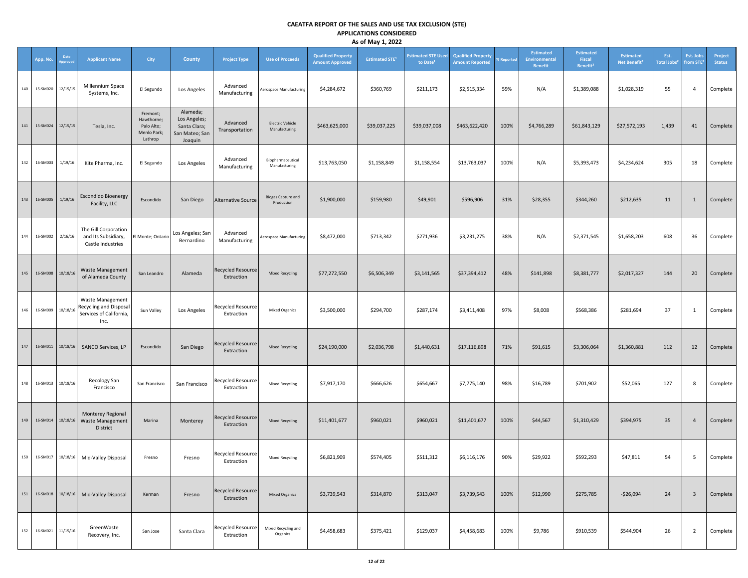# CAEATFA REPORT OF THE SALES AND USE TAX EXCLUSION (STE)

## APPLICATIONS CONSIDERED

### As of May 1, 2022

| | App. No. | Date Approved | Applicant Name | City | County | Project Type | Use of Proceeds | Qualified Property Amount Approved | Estimated STE[1] | Estimated STE Used to Date[1] | Qualified Property Amount Reported | % Reported | Estimated Environmental Benefit | Estimated Fiscal Benefit[2] | Estimated Net Benefit[2] | Est. Total Jobs[3] | Est. Jobs from STE[3] | Project Status |
|---|---|---|---|---|---|---|---|---|---|---|---|---|---|---|---|---|---|---|
| 140 | 15-SM020 | 12/15/15 | Millennium Space Systems, Inc. | El Segundo | Los Angeles | Advanced Manufacturing | Aerospace Manufacturing | $4,284,672 | $360,769 | $211,173 | $2,515,334 | 59% | N/A | $1,389,088 | $1,028,319 | 55 | 4 | Complete |
| 141 | 15-SM024 | 12/15/15 | Tesla, Inc. | Fremont; Hawthorne; Palo Alto; Menlo Park; Lathrop | Alameda; Los Angeles; Santa Clara; San Mateo; San Joaquin | Advanced Transportation | Electric Vehicle Manufacturing | $463,625,000 | $39,037,225 | $39,037,008 | $463,622,420 | 100% | $4,766,289 | $61,843,129 | $27,572,193 | 1,439 | 41 | Complete |
| 142 | 16-SM003 | 1/19/16 | Kite Pharma, Inc. | El Segundo | Los Angeles | Advanced Manufacturing | Biopharmaceutical Manufacturing | $13,763,050 | $1,158,849 | $1,158,554 | $13,763,037 | 100% | N/A | $5,393,473 | $4,234,624 | 305 | 18 | Complete |
| 143 | 16-SM005 | 1/19/16 | Escondido Bioenergy Facility, LLC | Escondido | San Diego | Alternative Source | Biogas Capture and Production | $1,900,000 | $159,980 | $49,901 | $596,906 | 31% | $28,355 | $344,260 | $212,635 | 11 | 1 | Complete |
| 144 | 16-SM002 | 2/16/16 | The Gill Corporation and Its Subsidiary, Castle Industries | El Monte; Ontario | Los Angeles; San Bernardino | Advanced Manufacturing | Aerospace Manufacturing | $8,472,000 | $713,342 | $271,936 | $3,231,275 | 38% | N/A | $2,371,545 | $1,658,203 | 608 | 36 | Complete |
| 145 | 16-SM008 | 10/18/16 | Waste Management of Alameda County | San Leandro | Alameda | Recycled Resource Extraction | Mixed Recycling | $77,272,550 | $6,506,349 | $3,141,565 | $37,394,412 | 48% | $141,898 | $8,381,777 | $2,017,327 | 144 | 20 | Complete |
| 146 | 16-SM009 | 10/18/16 | Waste Management Recycling and Disposal Services of California, Inc. | Sun Valley | Los Angeles | Recycled Resource Extraction | Mixed Organics | $3,500,000 | $294,700 | $287,174 | $3,411,408 | 97% | $8,008 | $568,386 | $281,694 | 37 | 1 | Complete |
| 147 | 16-SM011 | 10/18/16 | SANCO Services, LP | Escondido | San Diego | Recycled Resource Extraction | Mixed Recycling | $24,190,000 | $2,036,798 | $1,440,631 | $17,116,898 | 71% | $91,615 | $3,306,064 | $1,360,881 | 112 | 12 | Complete |
| 148 | 16-SM013 | 10/18/16 | Recology San Francisco | San Francisco | San Francisco | Recycled Resource Extraction | Mixed Recycling | $7,917,170 | $666,626 | $654,667 | $7,775,140 | 98% | $16,789 | $701,902 | $52,065 | 127 | 8 | Complete |
| 149 | 16-SM014 | 10/18/16 | Monterey Regional Waste Management District | Marina | Monterey | Recycled Resource Extraction | Mixed Recycling | $11,401,677 | $960,021 | $960,021 | $11,401,677 | 100% | $44,567 | $1,310,429 | $394,975 | 35 | 4 | Complete |
| 150 | 16-SM017 | 10/18/16 | Mid-Valley Disposal | Fresno | Fresno | Recycled Resource Extraction | Mixed Recycling | $6,821,909 | $574,405 | $511,312 | $6,116,176 | 90% | $29,922 | $592,293 | $47,811 | 54 | 5 | Complete |
| 151 | 16-SM018 | 10/18/16 | Mid-Valley Disposal | Kerman | Fresno | Recycled Resource Extraction | Mixed Organics | $3,739,543 | $314,870 | $313,047 | $3,739,543 | 100% | $12,990 | $275,785 | -$26,094 | 24 | 3 | Complete |
| 152 | 16-SM021 | 11/15/16 | GreenWaste Recovery, Inc. | San Jose | Santa Clara | Recycled Resource Extraction | Mixed Recycling and Organics | $4,458,683 | $375,421 | $129,037 | $4,458,683 | 100% | $9,786 | $910,539 | $544,904 | 26 | 2 | Complete |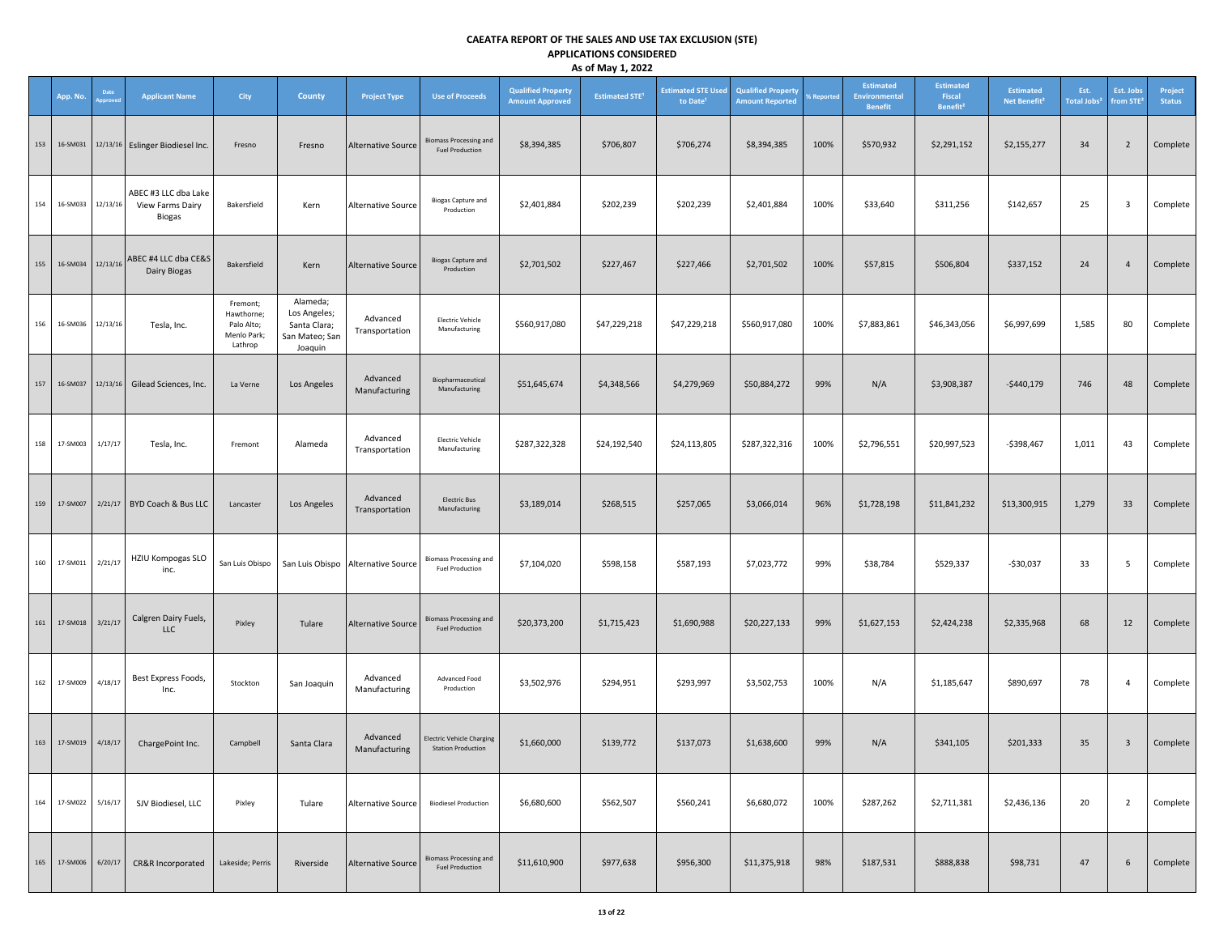# CAEATFA REPORT OF THE SALES AND USE TAX EXCLUSION (STE)
## APPLICATIONS CONSIDERED
### As of May 1, 2022

| | App. No. | Date Approved | Applicant Name | City | County | Project Type | Use of Proceeds | Qualified Property Amount Approved | Estimated STE[1] | Estimated STE Used to Date[1] | Qualified Property Amount Reported | % Reported | Estimated Environmental Benefit | Estimated Fiscal Benefit[2] | Estimated Net Benefit[2] | Est. Total Jobs[3] | Est. Jobs from STE[3] | Project Status |
|---|---|---|---|---|---|---|---|---|---|---|---|---|---|---|---|---|---|---|
| 153 | 16-SM031 | 12/13/16 | Eslinger Biodiesel Inc. | Fresno | Fresno | Alternative Source | Biomass Processing and Fuel Production | $8,394,385 | $706,807 | $706,274 | $8,394,385 | 100% | $570,932 | $2,291,152 | $2,155,277 | 34 | 2 | Complete |
| 154 | 16-SM033 | 12/13/16 | ABEC #3 LLC dba Lake View Farms Dairy Biogas | Bakersfield | Kern | Alternative Source | Biogas Capture and Production | $2,401,884 | $202,239 | $202,239 | $2,401,884 | 100% | $33,640 | $311,256 | $142,657 | 25 | 3 | Complete |
| 155 | 16-SM034 | 12/13/16 | ABEC #4 LLC dba CE&S Dairy Biogas | Bakersfield | Kern | Alternative Source | Biogas Capture and Production | $2,701,502 | $227,467 | $227,466 | $2,701,502 | 100% | $57,815 | $506,804 | $337,152 | 24 | 4 | Complete |
| 156 | 16-SM036 | 12/13/16 | Tesla, Inc. | Fremont; Hawthorne; Palo Alto; Menlo Park; Lathrop | Alameda; Los Angeles; Santa Clara; San Mateo; San Joaquin | Advanced Transportation | Electric Vehicle Manufacturing | $560,917,080 | $47,229,218 | $47,229,218 | $560,917,080 | 100% | $7,883,861 | $46,343,056 | $6,997,699 | 1,585 | 80 | Complete |
| 157 | 16-SM037 | 12/13/16 | Gilead Sciences, Inc. | La Verne | Los Angeles | Advanced Manufacturing | Biopharmaceutical Manufacturing | $51,645,674 | $4,348,566 | $4,279,969 | $50,884,272 | 99% | N/A | $3,908,387 | -$440,179 | 746 | 48 | Complete |
| 158 | 17-SM003 | 1/17/17 | Tesla, Inc. | Fremont | Alameda | Advanced Transportation | Electric Vehicle Manufacturing | $287,322,328 | $24,192,540 | $24,113,805 | $287,322,316 | 100% | $2,796,551 | $20,997,523 | -$398,467 | 1,011 | 43 | Complete |
| 159 | 17-SM007 | 2/21/17 | BYD Coach & Bus LLC | Lancaster | Los Angeles | Advanced Transportation | Electric Bus Manufacturing | $3,189,014 | $268,515 | $257,065 | $3,066,014 | 96% | $1,728,198 | $11,841,232 | $13,300,915 | 1,279 | 33 | Complete |
| 160 | 17-SM011 | 2/21/17 | HZIU Kompogas SLO inc. | San Luis Obispo | San Luis Obispo | Alternative Source | Biomass Processing and Fuel Production | $7,104,020 | $598,158 | $587,193 | $7,023,772 | 99% | $38,784 | $529,337 | -$30,037 | 33 | 5 | Complete |
| 161 | 17-SM018 | 3/21/17 | Calgren Dairy Fuels, LLC | Pixley | Tulare | Alternative Source | Biomass Processing and Fuel Production | $20,373,200 | $1,715,423 | $1,690,988 | $20,227,133 | 99% | $1,627,153 | $2,424,238 | $2,335,968 | 68 | 12 | Complete |
| 162 | 17-SM009 | 4/18/17 | Best Express Foods, Inc. | Stockton | San Joaquin | Advanced Manufacturing | Advanced Food Production | $3,502,976 | $294,951 | $293,997 | $3,502,753 | 100% | N/A | $1,185,647 | $890,697 | 78 | 4 | Complete |
| 163 | 17-SM019 | 4/18/17 | ChargePoint Inc. | Campbell | Santa Clara | Advanced Manufacturing | Electric Vehicle Charging Station Production | $1,660,000 | $139,772 | $137,073 | $1,638,600 | 99% | N/A | $341,105 | $201,333 | 35 | 3 | Complete |
| 164 | 17-SM022 | 5/16/17 | SJV Biodiesel, LLC | Pixley | Tulare | Alternative Source | Biodiesel Production | $6,680,600 | $562,507 | $560,241 | $6,680,072 | 100% | $287,262 | $2,711,381 | $2,436,136 | 20 | 2 | Complete |
| 165 | 17-SM006 | 6/20/17 | CR&R Incorporated | Lakeside; Perris | Riverside | Alternative Source | Biomass Processing and Fuel Production | $11,610,900 | $977,638 | $956,300 | $11,375,918 | 98% | $187,531 | $888,838 | $98,731 | 47 | 6 | Complete |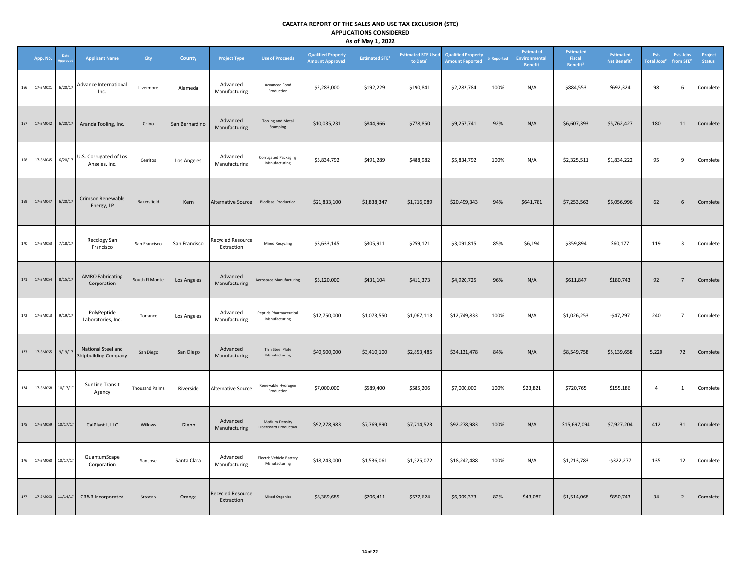# CAEATFA REPORT OF THE SALES AND USE TAX EXCLUSION (STE) APPLICATIONS CONSIDERED

**As of May 1, 2022**

| | App. No. | Date Approved | Applicant Name | City | County | Project Type | Use of Proceeds | Qualified Property Amount Approved | Estimated STE[1] | Estimated STE Used to Date[1] | Qualified Property Amount Reported | % Reported | Estimated Environmental Benefit | Estimated Fiscal Benefit[2] | Estimated Net Benefit[2] | Est. Total Jobs[2] | Est. Jobs from STE[2] | Project Status |
|---|---|---|---|---|---|---|---|---|---|---|---|---|---|---|---|---|---|---|
| 166 | 17-SM021 | 6/20/17 | Advance International Inc. | Livermore | Alameda | Advanced Manufacturing | Advanced Food Production | $2,283,000 | $192,229 | $190,841 | $2,282,784 | 100% | N/A | $884,553 | $692,324 | 98 | 6 | Complete |
| 167 | 17-SM042 | 6/20/17 | Aranda Tooling, Inc. | Chino | San Bernardino | Advanced Manufacturing | Tooling and Metal Stamping | $10,035,231 | $844,966 | $778,850 | $9,257,741 | 92% | N/A | $6,607,393 | $5,762,427 | 180 | 11 | Complete |
| 168 | 17-SM045 | 6/20/17 | U.S. Corrugated of Los Angeles, Inc. | Cerritos | Los Angeles | Advanced Manufacturing | Corrugated Packaging Manufacturing | $5,834,792 | $491,289 | $488,982 | $5,834,792 | 100% | N/A | $2,325,511 | $1,834,222 | 95 | 9 | Complete |
| 169 | 17-SM047 | 6/20/17 | Crimson Renewable Energy, LP | Bakersfield | Kern | Alternative Source | Biodiesel Production | $21,833,100 | $1,838,347 | $1,716,089 | $20,499,343 | 94% | $641,781 | $7,253,563 | $6,056,996 | 62 | 6 | Complete |
| 170 | 17-SM053 | 7/18/17 | Recology San Francisco | San Francisco | San Francisco | Recycled Resource Extraction | Mixed Recycling | $3,633,145 | $305,911 | $259,121 | $3,091,815 | 85% | $6,194 | $359,894 | $60,177 | 119 | 3 | Complete |
| 171 | 17-SM054 | 8/15/17 | AMRO Fabricating Corporation | South El Monte | Los Angeles | Advanced Manufacturing | Aerospace Manufacturing | $5,120,000 | $431,104 | $411,373 | $4,920,725 | 96% | N/A | $611,847 | $180,743 | 92 | 7 | Complete |
| 172 | 17-SM013 | 9/19/17 | PolyPeptide Laboratories, Inc. | Torrance | Los Angeles | Advanced Manufacturing | Peptide Pharmaceutical Manufacturing | $12,750,000 | $1,073,550 | $1,067,113 | $12,749,833 | 100% | N/A | $1,026,253 | -$47,297 | 240 | 7 | Complete |
| 173 | 17-SM055 | 9/19/17 | National Steel and Shipbuilding Company | San Diego | San Diego | Advanced Manufacturing | Thin Steel Plate Manufacturing | $40,500,000 | $3,410,100 | $2,853,485 | $34,131,478 | 84% | N/A | $8,549,758 | $5,139,658 | 5,220 | 72 | Complete |
| 174 | 17-SM058 | 10/17/17 | SunLine Transit Agency | Thousand Palms | Riverside | Alternative Source | Renewable Hydrogen Production | $7,000,000 | $589,400 | $585,206 | $7,000,000 | 100% | $23,821 | $720,765 | $155,186 | 4 | 1 | Complete |
| 175 | 17-SM059 | 10/17/17 | CalPlant I, LLC | Willows | Glenn | Advanced Manufacturing | Medium Density Fiberboard Production | $92,278,983 | $7,769,890 | $7,714,523 | $92,278,983 | 100% | N/A | $15,697,094 | $7,927,204 | 412 | 31 | Complete |
| 176 | 17-SM060 | 10/17/17 | QuantumScape Corporation | San Jose | Santa Clara | Advanced Manufacturing | Electric Vehicle Battery Manufacturing | $18,243,000 | $1,536,061 | $1,525,072 | $18,242,488 | 100% | N/A | $1,213,783 | -$322,277 | 135 | 12 | Complete |
| 177 | 17-SM063 | 11/14/17 | CR&R Incorporated | Stanton | Orange | Recycled Resource Extraction | Mixed Organics | $8,389,685 | $706,411 | $577,624 | $6,909,373 | 82% | $43,087 | $1,514,068 | $850,743 | 34 | 2 | Complete |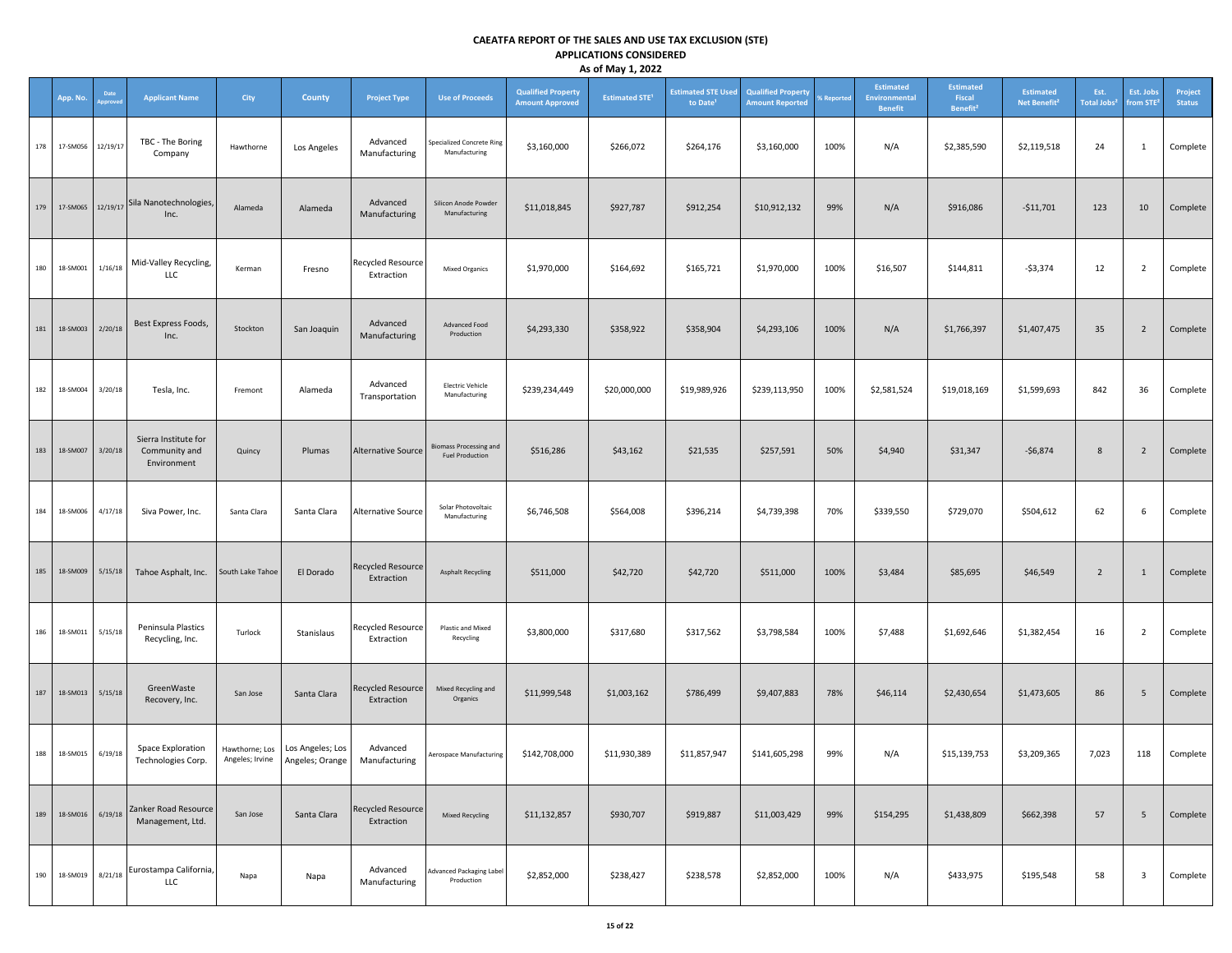## CAEATFA REPORT OF THE SALES AND USE TAX EXCLUSION (STE)
## APPLICATIONS CONSIDERED
### As of May 1, 2022

| | App. No. | Date Approved | Applicant Name | City | County | Project Type | Use of Proceeds | Qualified Property Amount Approved | Estimated STE[1] | Estimated STE Used to Date[1] | Qualified Property Amount Reported | % Reported | Estimated Environmental Benefit | Estimated Fiscal Benefit[2] | Estimated Net Benefit[2] | Est. Total Jobs[2] | Est. Jobs from STE[2] | Project Status |
|---|---|---|---|---|---|---|---|---|---|---|---|---|---|---|---|---|---|---|
| 178 | 17-SM056 | 12/19/17 | TBC - The Boring Company | Hawthorne | Los Angeles | Advanced Manufacturing | Specialized Concrete Ring Manufacturing | $3,160,000 | $266,072 | $264,176 | $3,160,000 | 100% | N/A | $2,385,590 | $2,119,518 | 24 | 1 | Complete |
| 179 | 17-SM065 | 12/19/17 | Sila Nanotechnologies, Inc. | Alameda | Alameda | Advanced Manufacturing | Silicon Anode Powder Manufacturing | $11,018,845 | $927,787 | $912,254 | $10,912,132 | 99% | N/A | $916,086 | -$11,701 | 123 | 10 | Complete |
| 180 | 18-SM001 | 1/16/18 | Mid-Valley Recycling, LLC | Kerman | Fresno | Recycled Resource Extraction | Mixed Organics | $1,970,000 | $164,692 | $165,721 | $1,970,000 | 100% | $16,507 | $144,811 | -$3,374 | 12 | 2 | Complete |
| 181 | 18-SM003 | 2/20/18 | Best Express Foods, Inc. | Stockton | San Joaquin | Advanced Manufacturing | Advanced Food Production | $4,293,330 | $358,922 | $358,904 | $4,293,106 | 100% | N/A | $1,766,397 | $1,407,475 | 35 | 2 | Complete |
| 182 | 18-SM004 | 3/20/18 | Tesla, Inc. | Fremont | Alameda | Advanced Transportation | Electric Vehicle Manufacturing | $239,234,449 | $20,000,000 | $19,989,926 | $239,113,950 | 100% | $2,581,524 | $19,018,169 | $1,599,693 | 842 | 36 | Complete |
| 183 | 18-SM007 | 3/20/18 | Sierra Institute for Community and Environment | Quincy | Plumas | Alternative Source | Biomass Processing and Fuel Production | $516,286 | $43,162 | $21,535 | $257,591 | 50% | $4,940 | $31,347 | -$6,874 | 8 | 2 | Complete |
| 184 | 18-SM006 | 4/17/18 | Siva Power, Inc. | Santa Clara | Santa Clara | Alternative Source | Solar Photovoltaic Manufacturing | $6,746,508 | $564,008 | $396,214 | $4,739,398 | 70% | $339,550 | $729,070 | $504,612 | 62 | 6 | Complete |
| 185 | 18-SM009 | 5/15/18 | Tahoe Asphalt, Inc. | South Lake Tahoe | El Dorado | Recycled Resource Extraction | Asphalt Recycling | $511,000 | $42,720 | $42,720 | $511,000 | 100% | $3,484 | $85,695 | $46,549 | 2 | 1 | Complete |
| 186 | 18-SM011 | 5/15/18 | Peninsula Plastics Recycling, Inc. | Turlock | Stanislaus | Recycled Resource Extraction | Plastic and Mixed Recycling | $3,800,000 | $317,680 | $317,562 | $3,798,584 | 100% | $7,488 | $1,692,646 | $1,382,454 | 16 | 2 | Complete |
| 187 | 18-SM013 | 5/15/18 | GreenWaste Recovery, Inc. | San Jose | Santa Clara | Recycled Resource Extraction | Mixed Recycling and Organics | $11,999,548 | $1,003,162 | $786,499 | $9,407,883 | 78% | $46,114 | $2,430,654 | $1,473,605 | 86 | 5 | Complete |
| 188 | 18-SM015 | 6/19/18 | Space Exploration Technologies Corp. | Hawthorne; Los Angeles; Irvine | Los Angeles; Los Angeles; Orange | Advanced Manufacturing | Aerospace Manufacturing | $142,708,000 | $11,930,389 | $11,857,947 | $141,605,298 | 99% | N/A | $15,139,753 | $3,209,365 | 7,023 | 118 | Complete |
| 189 | 18-SM016 | 6/19/18 | Zanker Road Resource Management, Ltd. | San Jose | Santa Clara | Recycled Resource Extraction | Mixed Recycling | $11,132,857 | $930,707 | $919,887 | $11,003,429 | 99% | $154,295 | $1,438,809 | $662,398 | 57 | 5 | Complete |
| 190 | 18-SM019 | 8/21/18 | Eurostampa California, LLC | Napa | Napa | Advanced Manufacturing | Advanced Packaging Label Production | $2,852,000 | $238,427 | $238,578 | $2,852,000 | 100% | N/A | $433,975 | $195,548 | 58 | 3 | Complete |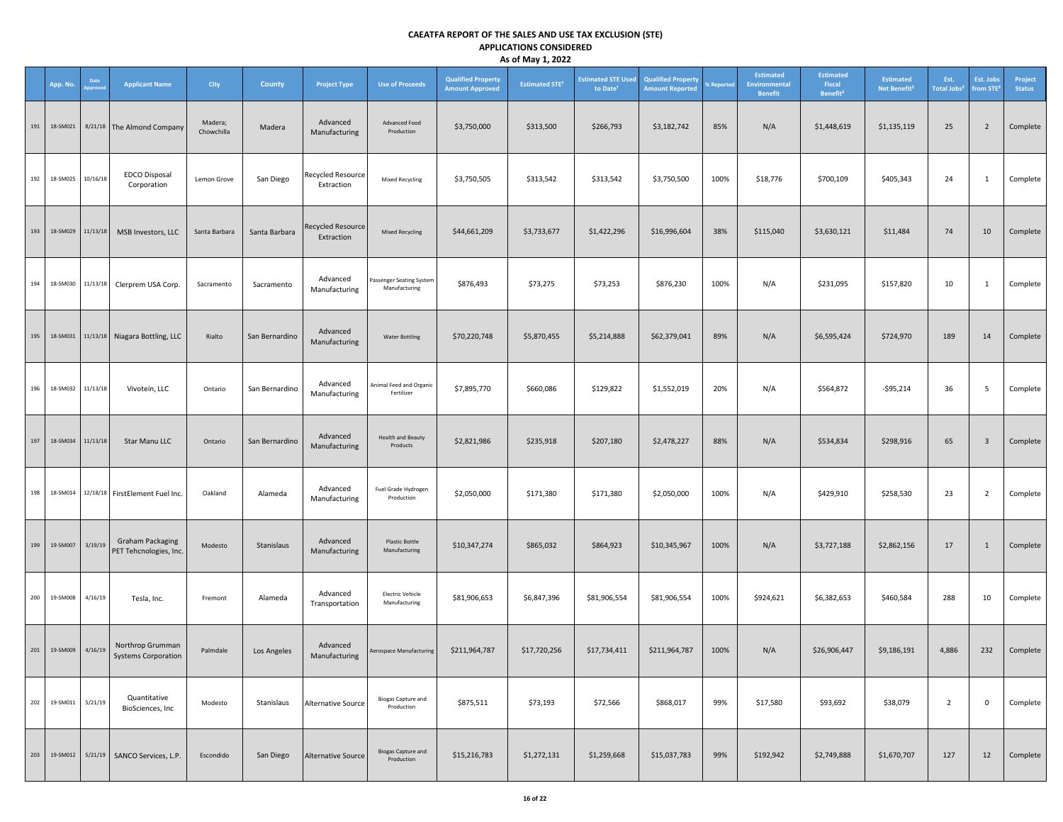**CAEATFA REPORT OF THE SALES AND USE TAX EXCLUSION (STE)**
**APPLICATIONS CONSIDERED**
**As of May 1, 2022**

| | App. No. | Date Approved | Applicant Name | City | County | Project Type | Use of Proceeds | Qualified Property Amount Approved | Estimated STE[1] | Estimated STE Used to Date[1] | Qualified Property Amount Reported | % Reported | Estimated Environmental Benefit | Estimated Fiscal Benefit[2] | Estimated Net Benefit[2] | Est. Total Jobs[2] | Est. Jobs from STE[2] | Project Status |
|---|---|---|---|---|---|---|---|---|---|---|---|---|---|---|---|---|---|---|
| 191 | 18-SM021 | 8/21/18 | The Almond Company | Madera; Chowchilla | Madera | Advanced Manufacturing | Advanced Food Production | $3,750,000 | $313,500 | $266,793 | $3,182,742 | 85% | N/A | $1,448,619 | $1,135,119 | 25 | 2 | Complete |
| 192 | 18-SM025 | 10/16/18 | EDCO Disposal Corporation | Lemon Grove | San Diego | Recycled Resource Extraction | Mixed Recycling | $3,750,505 | $313,542 | $313,542 | $3,750,500 | 100% | $18,776 | $700,109 | $405,343 | 24 | 1 | Complete |
| 193 | 18-SM029 | 11/13/18 | MSB Investors, LLC | Santa Barbara | Santa Barbara | Recycled Resource Extraction | Mixed Recycling | $44,661,209 | $3,733,677 | $1,422,296 | $16,996,604 | 38% | $115,040 | $3,630,121 | $11,484 | 74 | 10 | Complete |
| 194 | 18-SM030 | 11/13/18 | Clerprem USA Corp. | Sacramento | Sacramento | Advanced Manufacturing | Passenger Seating System Manufacturing | $876,493 | $73,275 | $73,253 | $876,230 | 100% | N/A | $231,095 | $157,820 | 10 | 1 | Complete |
| 195 | 18-SM031 | 11/13/18 | Niagara Bottling, LLC | Rialto | San Bernardino | Advanced Manufacturing | Water Bottling | $70,220,748 | $5,870,455 | $5,214,888 | $62,379,041 | 89% | N/A | $6,595,424 | $724,970 | 189 | 14 | Complete |
| 196 | 18-SM032 | 11/13/18 | Vivotein, LLC | Ontario | San Bernardino | Advanced Manufacturing | Animal Feed and Organic Fertilizer | $7,895,770 | $660,086 | $129,822 | $1,552,019 | 20% | N/A | $564,872 | -$95,214 | 36 | 5 | Complete |
| 197 | 18-SM034 | 11/13/18 | Star Manu LLC | Ontario | San Bernardino | Advanced Manufacturing | Health and Beauty Products | $2,821,986 | $235,918 | $207,180 | $2,478,227 | 88% | N/A | $534,834 | $298,916 | 65 | 3 | Complete |
| 198 | 18-SM014 | 12/18/18 | FirstElement Fuel Inc. | Oakland | Alameda | Advanced Manufacturing | Fuel Grade Hydrogen Production | $2,050,000 | $171,380 | $171,380 | $2,050,000 | 100% | N/A | $429,910 | $258,530 | 23 | 2 | Complete |
| 199 | 19-SM007 | 3/19/19 | Graham Packaging PET Tehcnologies, Inc. | Modesto | Stanislaus | Advanced Manufacturing | Plastic Bottle Manufacturing | $10,347,274 | $865,032 | $864,923 | $10,345,967 | 100% | N/A | $3,727,188 | $2,862,156 | 17 | 1 | Complete |
| 200 | 19-SM008 | 4/16/19 | Tesla, Inc. | Fremont | Alameda | Advanced Transportation | Electric Vehicle Manufacturing | $81,906,653 | $6,847,396 | $81,906,554 | $81,906,554 | 100% | $924,621 | $6,382,653 | $460,584 | 288 | 10 | Complete |
| 201 | 19-SM009 | 4/16/19 | Northrop Grumman Systems Corporation | Palmdale | Los Angeles | Advanced Manufacturing | Aerospace Manufacturing | $211,964,787 | $17,720,256 | $17,734,411 | $211,964,787 | 100% | N/A | $26,906,447 | $9,186,191 | 4,886 | 232 | Complete |
| 202 | 19-SM011 | 5/21/19 | Quantitative BioSciences, Inc | Modesto | Stanislaus | Alternative Source | Biogas Capture and Production | $875,511 | $73,193 | $72,566 | $868,017 | 99% | $17,580 | $93,692 | $38,079 | 2 | 0 | Complete |
| 203 | 19-SM012 | 5/21/19 | SANCO Services, L.P. | Escondido | San Diego | Alternative Source | Biogas Capture and Production | $15,216,783 | $1,272,131 | $1,259,668 | $15,037,783 | 99% | $192,942 | $2,749,888 | $1,670,707 | 127 | 12 | Complete |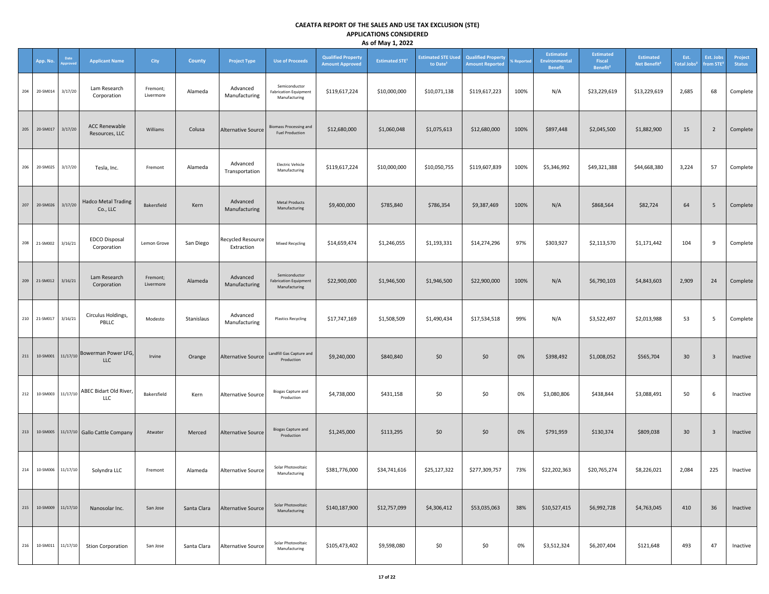# CAEATFA REPORT OF THE SALES AND USE TAX EXCLUSION (STE)
## APPLICATIONS CONSIDERED
### As of May 1, 2022

| | App. No. | Date Approved | Applicant Name | City | County | Project Type | Use of Proceeds | Qualified Property Amount Approved | Estimated STE[1] | Estimated STE Used to Date[1] | Qualified Property Amount Reported | % Reported | Estimated Environmental Benefit | Estimated Fiscal Benefit[2] | Estimated Net Benefit[2] | Est. Total Jobs[2] | Est. Jobs from STE[2] | Project Status |
|---|---|---|---|---|---|---|---|---|---|---|---|---|---|---|---|---|---|---|
| 204 | 20-SM014 | 3/17/20 | Lam Research Corporation | Fremont; Livermore | Alameda | Advanced Manufacturing | Semiconductor Fabrication Equipment Manufacturing | $119,617,224 | $10,000,000 | $10,071,138 | $119,617,223 | 100% | N/A | $23,229,619 | $13,229,619 | 2,685 | 68 | Complete |
| 205 | 20-SM017 | 3/17/20 | ACC Renewable Resources, LLC | Williams | Colusa | Alternative Source | Biomass Processing and Fuel Production | $12,680,000 | $1,060,048 | $1,075,613 | $12,680,000 | 100% | $897,448 | $2,045,500 | $1,882,900 | 15 | 2 | Complete |
| 206 | 20-SM025 | 3/17/20 | Tesla, Inc. | Fremont | Alameda | Advanced Transportation | Electric Vehicle Manufacturing | $119,617,224 | $10,000,000 | $10,050,755 | $119,607,839 | 100% | $5,346,992 | $49,321,388 | $44,668,380 | 3,224 | 57 | Complete |
| 207 | 20-SM026 | 3/17/20 | Hadco Metal Trading Co., LLC | Bakersfield | Kern | Advanced Manufacturing | Metal Products Manufacturing | $9,400,000 | $785,840 | $786,354 | $9,387,469 | 100% | N/A | $868,564 | $82,724 | 64 | 5 | Complete |
| 208 | 21-SM002 | 3/16/21 | EDCO Disposal Corporation | Lemon Grove | San Diego | Recycled Resource Extraction | Mixed Recycling | $14,659,474 | $1,246,055 | $1,193,331 | $14,274,296 | 97% | $303,927 | $2,113,570 | $1,171,442 | 104 | 9 | Complete |
| 209 | 21-SM012 | 3/16/21 | Lam Research Corporation | Fremont; Livermore | Alameda | Advanced Manufacturing | Semiconductor Fabrication Equipment Manufacturing | $22,900,000 | $1,946,500 | $1,946,500 | $22,900,000 | 100% | N/A | $6,790,103 | $4,843,603 | 2,909 | 24 | Complete |
| 210 | 21-SM017 | 3/16/21 | Circulus Holdings, PBLLC | Modesto | Stanislaus | Advanced Manufacturing | Plastics Recycling | $17,747,169 | $1,508,509 | $1,490,434 | $17,534,518 | 99% | N/A | $3,522,497 | $2,013,988 | 53 | 5 | Complete |
| 211 | 10-SM001 | 11/17/10 | Bowerman Power LFG, LLC | Irvine | Orange | Alternative Source | Landfill Gas Capture and Production | $9,240,000 | $840,840 | $0 | $0 | 0% | $398,492 | $1,008,052 | $565,704 | 30 | 3 | Inactive |
| 212 | 10-SM003 | 11/17/10 | ABEC Bidart Old River, LLC | Bakersfield | Kern | Alternative Source | Biogas Capture and Production | $4,738,000 | $431,158 | $0 | $0 | 0% | $3,080,806 | $438,844 | $3,088,491 | 50 | 6 | Inactive |
| 213 | 10-SM005 | 11/17/10 | Gallo Cattle Company | Atwater | Merced | Alternative Source | Biogas Capture and Production | $1,245,000 | $113,295 | $0 | $0 | 0% | $791,959 | $130,374 | $809,038 | 30 | 3 | Inactive |
| 214 | 10-SM006 | 11/17/10 | Solyndra LLC | Fremont | Alameda | Alternative Source | Solar Photovoltaic Manufacturing | $381,776,000 | $34,741,616 | $25,127,322 | $277,309,757 | 73% | $22,202,363 | $20,765,274 | $8,226,021 | 2,084 | 225 | Inactive |
| 215 | 10-SM009 | 11/17/10 | Nanosolar Inc. | San Jose | Santa Clara | Alternative Source | Solar Photovoltaic Manufacturing | $140,187,900 | $12,757,099 | $4,306,412 | $53,035,063 | 38% | $10,527,415 | $6,992,728 | $4,763,045 | 410 | 36 | Inactive |
| 216 | 10-SM011 | 11/17/10 | Stion Corporation | San Jose | Santa Clara | Alternative Source | Solar Photovoltaic Manufacturing | $105,473,402 | $9,598,080 | $0 | $0 | 0% | $3,512,324 | $6,207,404 | $121,648 | 493 | 47 | Inactive |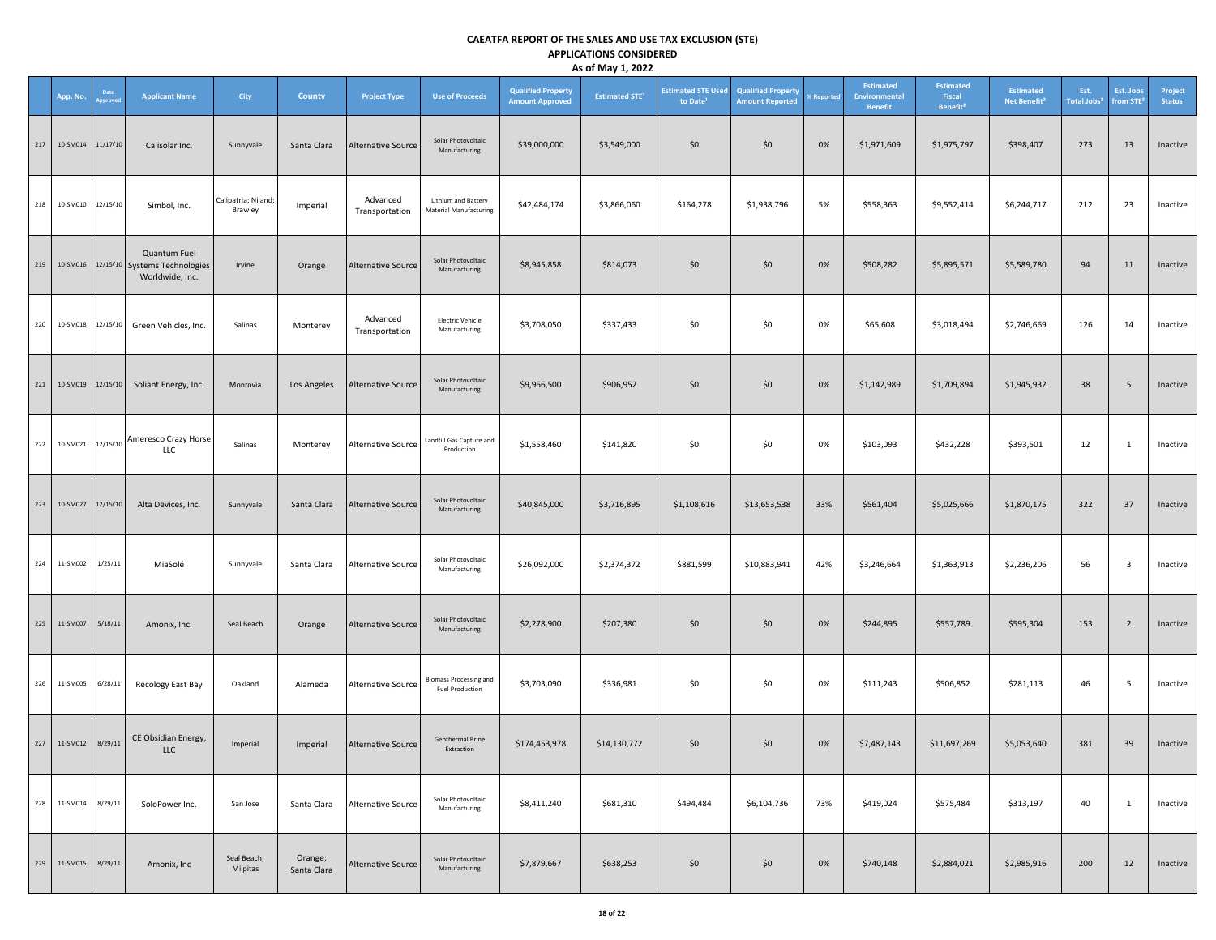# CAEATFA REPORT OF THE SALES AND USE TAX EXCLUSION (STE)
## APPLICATIONS CONSIDERED
### As of May 1, 2022

| | App. No. | Date Approved | Applicant Name | City | County | Project Type | Use of Proceeds | Qualified Property Amount Approved | Estimated STE[1] | Estimated STE Used to Date[1] | Qualified Property Amount Reported | % Reported | Estimated Environmental Benefit | Estimated Fiscal Benefit[2] | Estimated Net Benefit[2] | Est. Total Jobs[2] | Est. Jobs from STE[2] | Project Status |
|---|---|---|---|---|---|---|---|---|---|---|---|---|---|---|---|---|---|---|
| 217 | 10-SM014 | 11/17/10 | Calisolar Inc. | Sunnyvale | Santa Clara | Alternative Source | Solar Photovoltaic Manufacturing | $39,000,000 | $3,549,000 | $0 | $0 | 0% | $1,971,609 | $1,975,797 | $398,407 | 273 | 13 | Inactive |
| 218 | 10-SM010 | 12/15/10 | Simbol, Inc. | Calipatria; Niland; Brawley | Imperial | Advanced Transportation | Lithium and Battery Material Manufacturing | $42,484,174 | $3,866,060 | $164,278 | $1,938,796 | 5% | $558,363 | $9,552,414 | $6,244,717 | 212 | 23 | Inactive |
| 219 | 10-SM016 | 12/15/10 | Quantum Fuel Systems Technologies Worldwide, Inc. | Irvine | Orange | Alternative Source | Solar Photovoltaic Manufacturing | $8,945,858 | $814,073 | $0 | $0 | 0% | $508,282 | $5,895,571 | $5,589,780 | 94 | 11 | Inactive |
| 220 | 10-SM018 | 12/15/10 | Green Vehicles, Inc. | Salinas | Monterey | Advanced Transportation | Electric Vehicle Manufacturing | $3,708,050 | $337,433 | $0 | $0 | 0% | $65,608 | $3,018,494 | $2,746,669 | 126 | 14 | Inactive |
| 221 | 10-SM019 | 12/15/10 | Soliant Energy, Inc. | Monrovia | Los Angeles | Alternative Source | Solar Photovoltaic Manufacturing | $9,966,500 | $906,952 | $0 | $0 | 0% | $1,142,989 | $1,709,894 | $1,945,932 | 38 | 5 | Inactive |
| 222 | 10-SM021 | 12/15/10 | Ameresco Crazy Horse LLC | Salinas | Monterey | Alternative Source | Landfill Gas Capture and Production | $1,558,460 | $141,820 | $0 | $0 | 0% | $103,093 | $432,228 | $393,501 | 12 | 1 | Inactive |
| 223 | 10-SM027 | 12/15/10 | Alta Devices, Inc. | Sunnyvale | Santa Clara | Alternative Source | Solar Photovoltaic Manufacturing | $40,845,000 | $3,716,895 | $1,108,616 | $13,653,538 | 33% | $561,404 | $5,025,666 | $1,870,175 | 322 | 37 | Inactive |
| 224 | 11-SM002 | 1/25/11 | MiaSolé | Sunnyvale | Santa Clara | Alternative Source | Solar Photovoltaic Manufacturing | $26,092,000 | $2,374,372 | $881,599 | $10,883,941 | 42% | $3,246,664 | $1,363,913 | $2,236,206 | 56 | 3 | Inactive |
| 225 | 11-SM007 | 5/18/11 | Amonix, Inc. | Seal Beach | Orange | Alternative Source | Solar Photovoltaic Manufacturing | $2,278,900 | $207,380 | $0 | $0 | 0% | $244,895 | $557,789 | $595,304 | 153 | 2 | Inactive |
| 226 | 11-SM005 | 6/28/11 | Recology East Bay | Oakland | Alameda | Alternative Source | Biomass Processing and Fuel Production | $3,703,090 | $336,981 | $0 | $0 | 0% | $111,243 | $506,852 | $281,113 | 46 | 5 | Inactive |
| 227 | 11-SM012 | 8/29/11 | CE Obsidian Energy, LLC | Imperial | Imperial | Alternative Source | Geothermal Brine Extraction | $174,453,978 | $14,130,772 | $0 | $0 | 0% | $7,487,143 | $11,697,269 | $5,053,640 | 381 | 39 | Inactive |
| 228 | 11-SM014 | 8/29/11 | SoloPower Inc. | San Jose | Santa Clara | Alternative Source | Solar Photovoltaic Manufacturing | $8,411,240 | $681,310 | $494,484 | $6,104,736 | 73% | $419,024 | $575,484 | $313,197 | 40 | 1 | Inactive |
| 229 | 11-SM015 | 8/29/11 | Amonix, Inc | Seal Beach; Milpitas | Orange; Santa Clara | Alternative Source | Solar Photovoltaic Manufacturing | $7,879,667 | $638,253 | $0 | $0 | 0% | $740,148 | $2,884,021 | $2,985,916 | 200 | 12 | Inactive |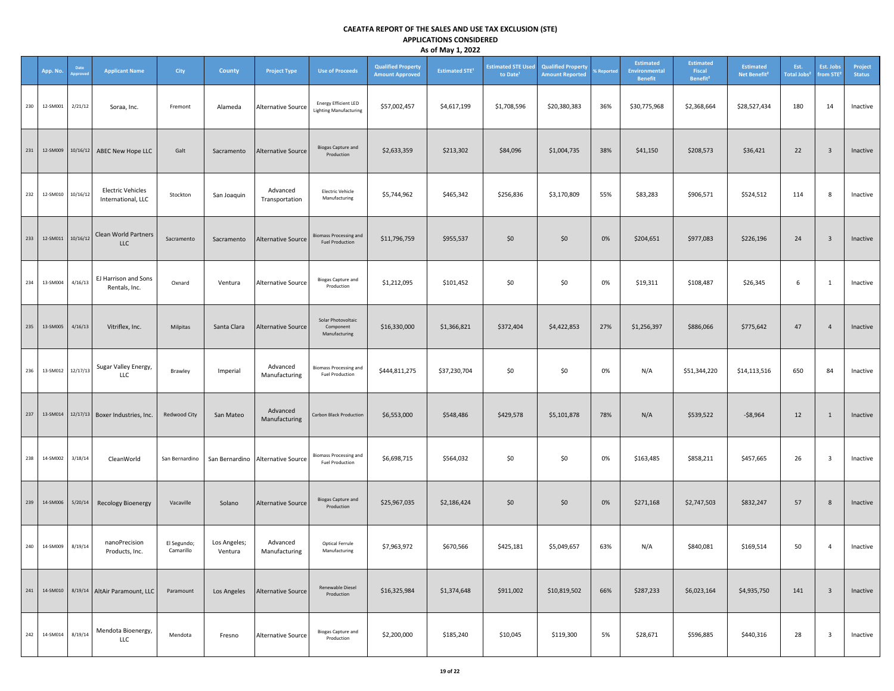# CAEATFA REPORT OF THE SALES AND USE TAX EXCLUSION (STE)
## APPLICATIONS CONSIDERED
### As of May 1, 2022

| | App. No. | Date Approved | Applicant Name | City | County | Project Type | Use of Proceeds | Qualified Property Amount Approved | Estimated STE[1] | Estimated STE Used to Date[1] | Qualified Property Amount Reported | % Reported | Estimated Environmental Benefit | Estimated Fiscal Benefit[2] | Estimated Net Benefit[2] | Est. Total Jobs[2] | Est. Jobs from STE[2] | Project Status |
|---|---|---|---|---|---|---|---|---|---|---|---|---|---|---|---|---|---|---|
| 230 | 12-SM001 | 2/21/12 | Soraa, Inc. | Fremont | Alameda | Alternative Source | Energy Efficient LED Lighting Manufacturing | $57,002,457 | $4,617,199 | $1,708,596 | $20,380,383 | 36% | $30,775,968 | $2,368,664 | $28,527,434 | 180 | 14 | Inactive |
| 231 | 12-SM009 | 10/16/12 | ABEC New Hope LLC | Galt | Sacramento | Alternative Source | Biogas Capture and Production | $2,633,359 | $213,302 | $84,096 | $1,004,735 | 38% | $41,150 | $208,573 | $36,421 | 22 | 3 | Inactive |
| 232 | 12-SM010 | 10/16/12 | Electric Vehicles International, LLC | Stockton | San Joaquin | Advanced Transportation | Electric Vehicle Manufacturing | $5,744,962 | $465,342 | $256,836 | $3,170,809 | 55% | $83,283 | $906,571 | $524,512 | 114 | 8 | Inactive |
| 233 | 12-SM011 | 10/16/12 | Clean World Partners LLC | Sacramento | Sacramento | Alternative Source | Biomass Processing and Fuel Production | $11,796,759 | $955,537 | $0 | $0 | 0% | $204,651 | $977,083 | $226,196 | 24 | 3 | Inactive |
| 234 | 13-SM004 | 4/16/13 | EJ Harrison and Sons Rentals, Inc. | Oxnard | Ventura | Alternative Source | Biogas Capture and Production | $1,212,095 | $101,452 | $0 | $0 | 0% | $19,311 | $108,487 | $26,345 | 6 | 1 | Inactive |
| 235 | 13-SM005 | 4/16/13 | Vitriflex, Inc. | Milpitas | Santa Clara | Alternative Source | Solar Photovoltaic Component Manufacturing | $16,330,000 | $1,366,821 | $372,404 | $4,422,853 | 27% | $1,256,397 | $886,066 | $775,642 | 47 | 4 | Inactive |
| 236 | 13-SM012 | 12/17/13 | Sugar Valley Energy, LLC | Brawley | Imperial | Advanced Manufacturing | Biomass Processing and Fuel Production | $444,811,275 | $37,230,704 | $0 | $0 | 0% | N/A | $51,344,220 | $14,113,516 | 650 | 84 | Inactive |
| 237 | 13-SM014 | 12/17/13 | Boxer Industries, Inc. | Redwood City | San Mateo | Advanced Manufacturing | Carbon Black Production | $6,553,000 | $548,486 | $429,578 | $5,101,878 | 78% | N/A | $539,522 | -$8,964 | 12 | 1 | Inactive |
| 238 | 14-SM002 | 3/18/14 | CleanWorld | San Bernardino | San Bernardino | Alternative Source | Biomass Processing and Fuel Production | $6,698,715 | $564,032 | $0 | $0 | 0% | $163,485 | $858,211 | $457,665 | 26 | 3 | Inactive |
| 239 | 14-SM006 | 5/20/14 | Recology Bioenergy | Vacaville | Solano | Alternative Source | Biogas Capture and Production | $25,967,035 | $2,186,424 | $0 | $0 | 0% | $271,168 | $2,747,503 | $832,247 | 57 | 8 | Inactive |
| 240 | 14-SM009 | 8/19/14 | nanoPrecision Products, Inc. | El Segundo; Camarillo | Los Angeles; Ventura | Advanced Manufacturing | Optical Ferrule Manufacturing | $7,963,972 | $670,566 | $425,181 | $5,049,657 | 63% | N/A | $840,081 | $169,514 | 50 | 4 | Inactive |
| 241 | 14-SM010 | 8/19/14 | AltAir Paramount, LLC | Paramount | Los Angeles | Alternative Source | Renewable Diesel Production | $16,325,984 | $1,374,648 | $911,002 | $10,819,502 | 66% | $287,233 | $6,023,164 | $4,935,750 | 141 | 3 | Inactive |
| 242 | 14-SM014 | 8/19/14 | Mendota Bioenergy, LLC | Mendota | Fresno | Alternative Source | Biogas Capture and Production | $2,200,000 | $185,240 | $10,045 | $119,300 | 5% | $28,671 | $596,885 | $440,316 | 28 | 3 | Inactive |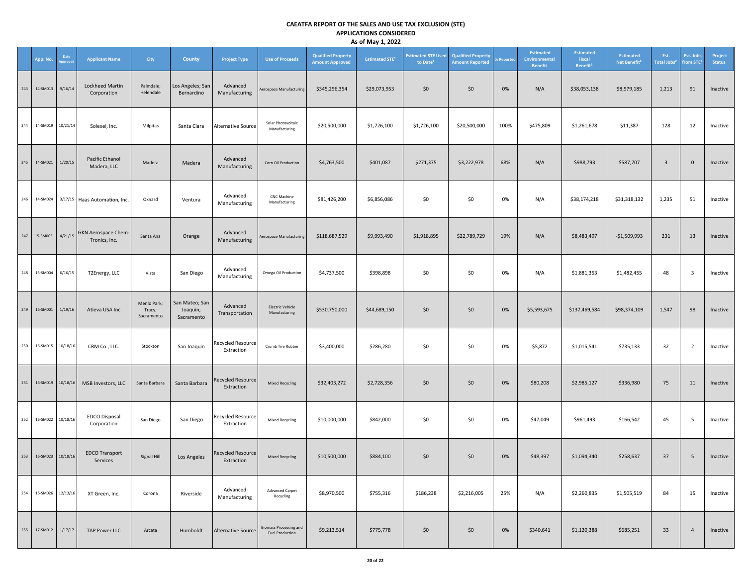**CAEATFA REPORT OF THE SALES AND USE TAX EXCLUSION (STE)**
**APPLICATIONS CONSIDERED**
**As of May 1, 2022**

| | App. No. | Date Approved | Applicant Name | City | County | Project Type | Use of Proceeds | Qualified Property Amount Approved | Estimated STE[1] | Estimated STE Used to Date[1] | Qualified Property Amount Reported | % Reported | Estimated Environmental Benefit | Estimated Fiscal Benefit[2] | Estimated Net Benefit[2] | Est. Total Jobs[3] | Est. Jobs from STE[3] | Project Status |
|---|---|---|---|---|---|---|---|---|---|---|---|---|---|---|---|---|---|---|
| 243 | 14-SM013 | 9/16/14 | Lockheed Martin Corporation | Palmdale; Helendale | Los Angeles; San Bernardino | Advanced Manufacturing | Aerospace Manufacturing | $345,296,354 | $29,073,953 | $0 | $0 | 0% | N/A | $38,053,138 | $8,979,185 | 1,213 | 91 | Inactive |
| 244 | 14-SM019 | 10/21/14 | Solexel, Inc. | Milpitas | Santa Clara | Alternative Source | Solar Photovoltaic Manufacturing | $20,500,000 | $1,726,100 | $1,726,100 | $20,500,000 | 100% | $475,809 | $1,261,678 | $11,387 | 128 | 12 | Inactive |
| 245 | 14-SM021 | 1/20/15 | Pacific Ethanol Madera, LLC | Madera | Madera | Advanced Manufacturing | Corn Oil Production | $4,763,500 | $401,087 | $271,375 | $3,222,978 | 68% | N/A | $988,793 | $587,707 | 3 | 0 | Inactive |
| 246 | 14-SM024 | 3/17/15 | Haas Automation, Inc. | Oxnard | Ventura | Advanced Manufacturing | CNC Machine Manufacturing | $81,426,200 | $6,856,086 | $0 | $0 | 0% | N/A | $38,174,218 | $31,318,132 | 1,235 | 51 | Inactive |
| 247 | 15-SM005. | 4/21/15 | GKN Aerospace Chem-Tronics, Inc. | Santa Ana | Orange | Advanced Manufacturing | Aerospace Manufacturing | $118,687,529 | $9,993,490 | $1,918,895 | $22,789,729 | 19% | N/A | $8,483,497 | -$1,509,993 | 231 | 13 | Inactive |
| 248 | 15-SM004 | 6/16/15 | T2Energy, LLC | Vista | San Diego | Advanced Manufacturing | Omega Oil Production | $4,737,500 | $398,898 | $0 | $0 | 0% | N/A | $1,881,353 | $1,482,455 | 48 | 3 | Inactive |
| 249 | 16-SM001 | 1/19/16 | Atieva USA Inc | Menlo Park; Tracy; Sacramento | San Mateo; San Joaquin; Sacramento | Advanced Transportation | Electric Vehicle Manufacturing | $530,750,000 | $44,689,150 | $0 | $0 | 0% | $5,593,675 | $137,469,584 | $98,374,109 | 1,547 | 98 | Inactive |
| 250 | 16-SM015 | 10/18/16 | CRM Co., LLC. | Stockton | San Joaquin | Recycled Resource Extraction | Crumb Tire Rubber | $3,400,000 | $286,280 | $0 | $0 | 0% | $5,872 | $1,015,541 | $735,133 | 32 | 2 | Inactive |
| 251 | 16-SM019 | 10/18/16 | MSB Investors, LLC | Santa Barbara | Santa Barbara | Recycled Resource Extraction | Mixed Recycling | $32,403,272 | $2,728,356 | $0 | $0 | 0% | $80,208 | $2,985,127 | $336,980 | 75 | 11 | Inactive |
| 252 | 16-SM022 | 10/18/16 | EDCO Disposal Corporation | San Diego | San Diego | Recycled Resource Extraction | Mixed Recycling | $10,000,000 | $842,000 | $0 | $0 | 0% | $47,049 | $961,493 | $166,542 | 45 | 5 | Inactive |
| 253 | 16-SM023 | 10/18/16 | EDCO Transport Services | Signal Hill | Los Angeles | Recycled Resource Extraction | Mixed Recycling | $10,500,000 | $884,100 | $0 | $0 | 0% | $48,397 | $1,094,340 | $258,637 | 37 | 5 | Inactive |
| 254 | 16-SM026 | 12/13/16 | XT Green, Inc. | Corona | Riverside | Advanced Manufacturing | Advanced Carpet Recycling | $8,970,500 | $755,316 | $186,238 | $2,216,005 | 25% | N/A | $2,260,835 | $1,505,519 | 84 | 15 | Inactive |
| 255 | 17-SM012 | 1/17/17 | TAP Power LLC | Arcata | Humboldt | Alternative Source | Biomass Processing and Fuel Production | $9,213,514 | $775,778 | $0 | $0 | 0% | $340,641 | $1,120,388 | $685,251 | 33 | 4 | Inactive |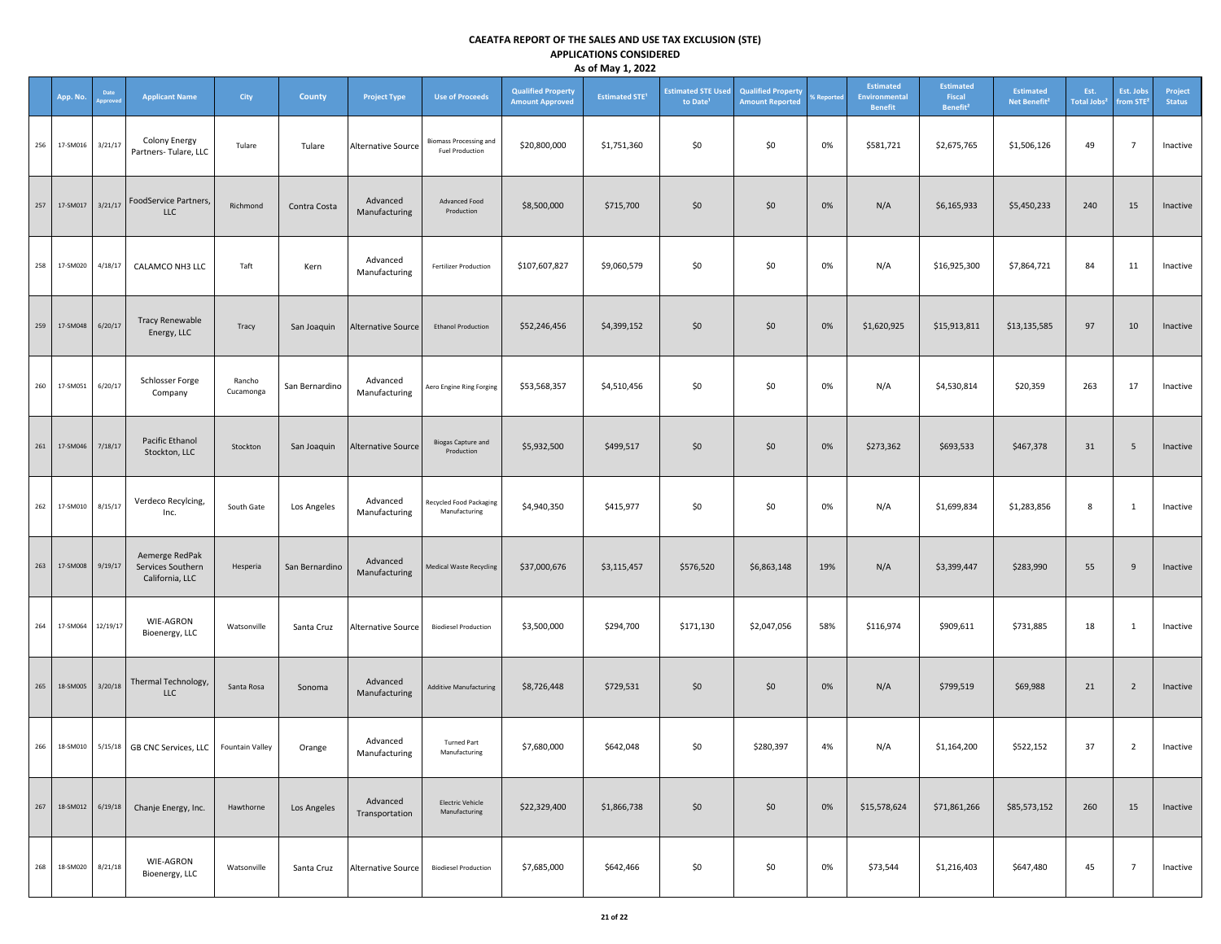# CAEATFA REPORT OF THE SALES AND USE TAX EXCLUSION (STE) APPLICATIONS CONSIDERED

## As of May 1, 2022

| | App. No. | Date Approved | Applicant Name | City | County | Project Type | Use of Proceeds | Qualified Property Amount Approved | Estimated STE[1] | Estimated STE Used to Date[1] | Qualified Property Amount Reported | % Reported | Estimated Environmental Benefit | Estimated Fiscal Benefit[2] | Estimated Net Benefit[2] | Est. Total Jobs[2] | Est. Jobs from STE[2] | Project Status |
|---|---|---|---|---|---|---|---|---|---|---|---|---|---|---|---|---|---|---|
| 256 | 17-SM016 | 3/21/17 | Colony Energy Partners- Tulare, LLC | Tulare | Tulare | Alternative Source | Biomass Processing and Fuel Production | $20,800,000 | $1,751,360 | $0 | $0 | 0% | $581,721 | $2,675,765 | $1,506,126 | 49 | 7 | Inactive |
| 257 | 17-SM017 | 3/21/17 | FoodService Partners, LLC | Richmond | Contra Costa | Advanced Manufacturing | Advanced Food Production | $8,500,000 | $715,700 | $0 | $0 | 0% | N/A | $6,165,933 | $5,450,233 | 240 | 15 | Inactive |
| 258 | 17-SM020 | 4/18/17 | CALAMCO NH3 LLC | Taft | Kern | Advanced Manufacturing | Fertilizer Production | $107,607,827 | $9,060,579 | $0 | $0 | 0% | N/A | $16,925,300 | $7,864,721 | 84 | 11 | Inactive |
| 259 | 17-SM048 | 6/20/17 | Tracy Renewable Energy, LLC | Tracy | San Joaquin | Alternative Source | Ethanol Production | $52,246,456 | $4,399,152 | $0 | $0 | 0% | $1,620,925 | $15,913,811 | $13,135,585 | 97 | 10 | Inactive |
| 260 | 17-SM051 | 6/20/17 | Schlosser Forge Company | Rancho Cucamonga | San Bernardino | Advanced Manufacturing | Aero Engine Ring Forging | $53,568,357 | $4,510,456 | $0 | $0 | 0% | N/A | $4,530,814 | $20,359 | 263 | 17 | Inactive |
| 261 | 17-SM046 | 7/18/17 | Pacific Ethanol Stockton, LLC | Stockton | San Joaquin | Alternative Source | Biogas Capture and Production | $5,932,500 | $499,517 | $0 | $0 | 0% | $273,362 | $693,533 | $467,378 | 31 | 5 | Inactive |
| 262 | 17-SM010 | 8/15/17 | Verdeco Recycling, Inc. | South Gate | Los Angeles | Advanced Manufacturing | Recycled Food Packaging Manufacturing | $4,940,350 | $415,977 | $0 | $0 | 0% | N/A | $1,699,834 | $1,283,856 | 8 | 1 | Inactive |
| 263 | 17-SM008 | 9/19/17 | Aemerge RedPak Services Southern California, LLC | Hesperia | San Bernardino | Advanced Manufacturing | Medical Waste Recycling | $37,000,676 | $3,115,457 | $576,520 | $6,863,148 | 19% | N/A | $3,399,447 | $283,990 | 55 | 9 | Inactive |
| 264 | 17-SM064 | 12/19/17 | WIE-AGRON Bioenergy, LLC | Watsonville | Santa Cruz | Alternative Source | Biodiesel Production | $3,500,000 | $294,700 | $171,130 | $2,047,056 | 58% | $116,974 | $909,611 | $731,885 | 18 | 1 | Inactive |
| 265 | 18-SM005 | 3/20/18 | Thermal Technology, LLC | Santa Rosa | Sonoma | Advanced Manufacturing | Additive Manufacturing | $8,726,448 | $729,531 | $0 | $0 | 0% | N/A | $799,519 | $69,988 | 21 | 2 | Inactive |
| 266 | 18-SM010 | 5/15/18 | GB CNC Services, LLC | Fountain Valley | Orange | Advanced Manufacturing | Turned Part Manufacturing | $7,680,000 | $642,048 | $0 | $280,397 | 4% | N/A | $1,164,200 | $522,152 | 37 | 2 | Inactive |
| 267 | 18-SM012 | 6/19/18 | Chanje Energy, Inc. | Hawthorne | Los Angeles | Advanced Transportation | Electric Vehicle Manufacturing | $22,329,400 | $1,866,738 | $0 | $0 | 0% | $15,578,624 | $71,861,266 | $85,573,152 | 260 | 15 | Inactive |
| 268 | 18-SM020 | 8/21/18 | WIE-AGRON Bioenergy, LLC | Watsonville | Santa Cruz | Alternative Source | Biodiesel Production | $7,685,000 | $642,466 | $0 | $0 | 0% | $73,544 | $1,216,403 | $647,480 | 45 | 7 | Inactive |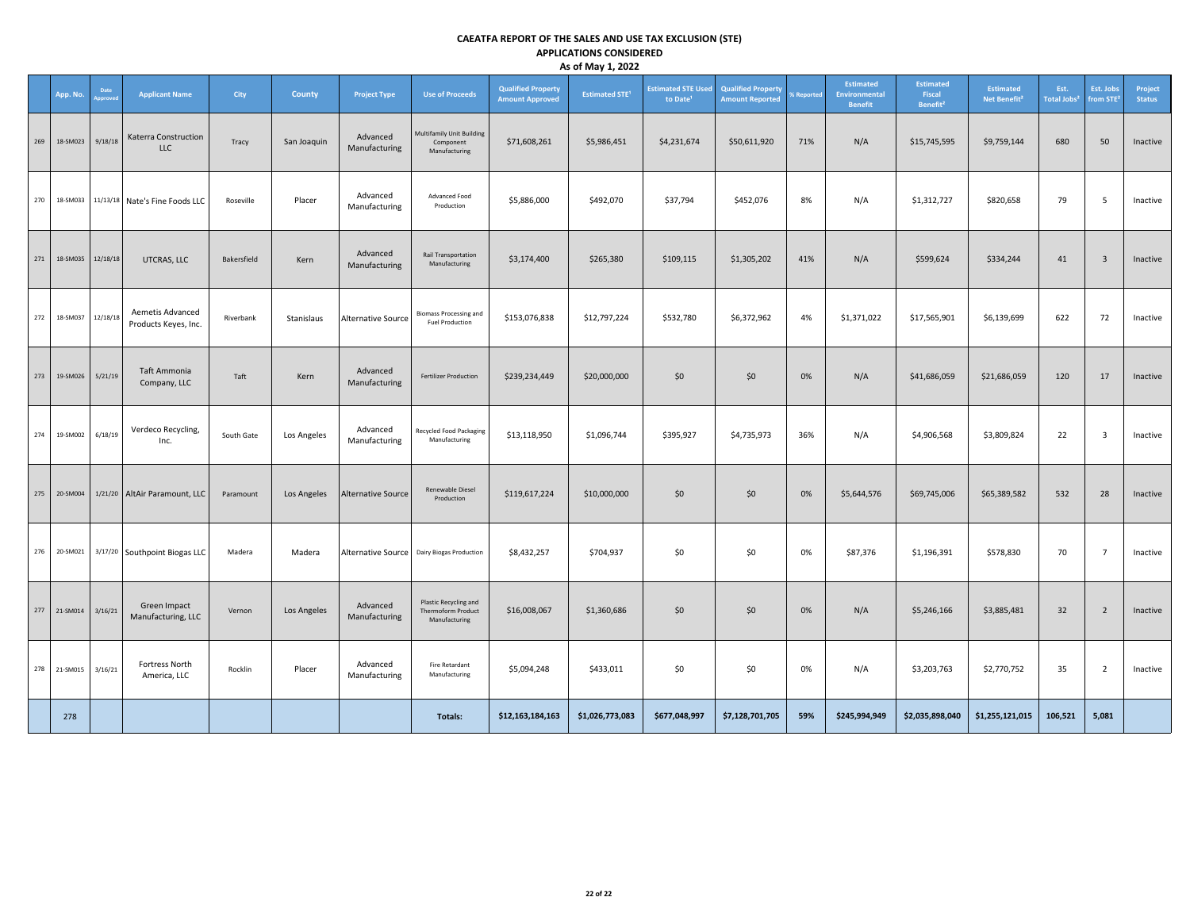**CAEATFA REPORT OF THE SALES AND USE TAX EXCLUSION (STE)**
**APPLICATIONS CONSIDERED**
**As of May 1, 2022**

| | App. No. | Date Approved | Applicant Name | City | County | Project Type | Use of Proceeds | Qualified Property Amount Approved | Estimated STE[1] | Estimated STE Used to Date[1] | Qualified Property Amount Reported | % Reported | Estimated Environmental Benefit | Estimated Fiscal Benefit[2] | Estimated Net Benefit[2] | Est. Total Jobs[3] | Est. Jobs from STE[3] | Project Status |
|---|---|---|---|---|---|---|---|---|---|---|---|---|---|---|---|---|---|---|
| 269 | 18-SM023 | 9/18/18 | Katerra Construction LLC | Tracy | San Joaquin | Advanced Manufacturing | Multifamily Unit Building Component Manufacturing | $71,608,261 | $5,986,451 | $4,231,674 | $50,611,920 | 71% | N/A | $15,745,595 | $9,759,144 | 680 | 50 | Inactive |
| 270 | 18-SM033 | 11/13/18 | Nate's Fine Foods LLC | Roseville | Placer | Advanced Manufacturing | Advanced Food Production | $5,886,000 | $492,070 | $37,794 | $452,076 | 8% | N/A | $1,312,727 | $820,658 | 79 | 5 | Inactive |
| 271 | 18-SM035 | 12/18/18 | UTCRAS, LLC | Bakersfield | Kern | Advanced Manufacturing | Rail Transportation Manufacturing | $3,174,400 | $265,380 | $109,115 | $1,305,202 | 41% | N/A | $599,624 | $334,244 | 41 | 3 | Inactive |
| 272 | 18-SM037 | 12/18/18 | Aemetis Advanced Products Keyes, Inc. | Riverbank | Stanislaus | Alternative Source | Biomass Processing and Fuel Production | $153,076,838 | $12,797,224 | $532,780 | $6,372,962 | 4% | $1,371,022 | $17,565,901 | $6,139,699 | 622 | 72 | Inactive |
| 273 | 19-SM026 | 5/21/19 | Taft Ammonia Company, LLC | Taft | Kern | Advanced Manufacturing | Fertilizer Production | $239,234,449 | $20,000,000 | $0 | $0 | 0% | N/A | $41,686,059 | $21,686,059 | 120 | 17 | Inactive |
| 274 | 19-SM002 | 6/18/19 | Verdeco Recycling, Inc. | South Gate | Los Angeles | Advanced Manufacturing | Recycled Food Packaging Manufacturing | $13,118,950 | $1,096,744 | $395,927 | $4,735,973 | 36% | N/A | $4,906,568 | $3,809,824 | 22 | 3 | Inactive |
| 275 | 20-SM004 | 1/21/20 | AltAir Paramount, LLC | Paramount | Los Angeles | Alternative Source | Renewable Diesel Production | $119,617,224 | $10,000,000 | $0 | $0 | 0% | $5,644,576 | $69,745,006 | $65,389,582 | 532 | 28 | Inactive |
| 276 | 20-SM021 | 3/17/20 | Southpoint Biogas LLC | Madera | Madera | Alternative Source | Dairy Biogas Production | $8,432,257 | $704,937 | $0 | $0 | 0% | $87,376 | $1,196,391 | $578,830 | 70 | 7 | Inactive |
| 277 | 21-SM014 | 3/16/21 | Green Impact Manufacturing, LLC | Vernon | Los Angeles | Advanced Manufacturing | Plastic Recycling and Thermoform Product Manufacturing | $16,008,067 | $1,360,686 | $0 | $0 | 0% | N/A | $5,246,166 | $3,885,481 | 32 | 2 | Inactive |
| 278 | 21-SM015 | 3/16/21 | Fortress North America, LLC | Rocklin | Placer | Advanced Manufacturing | Fire Retardant Manufacturing | $5,094,248 | $433,011 | $0 | $0 | 0% | N/A | $3,203,763 | $2,770,752 | 35 | 2 | Inactive |
| | 278 | | | | | | **Totals:** | **$12,163,184,163** | **$1,026,773,083** | **$677,048,997** | **$7,128,701,705** | **59%** | **$245,994,949** | **$2,035,898,040** | **$1,255,121,015** | **106,521** | **5,081** | |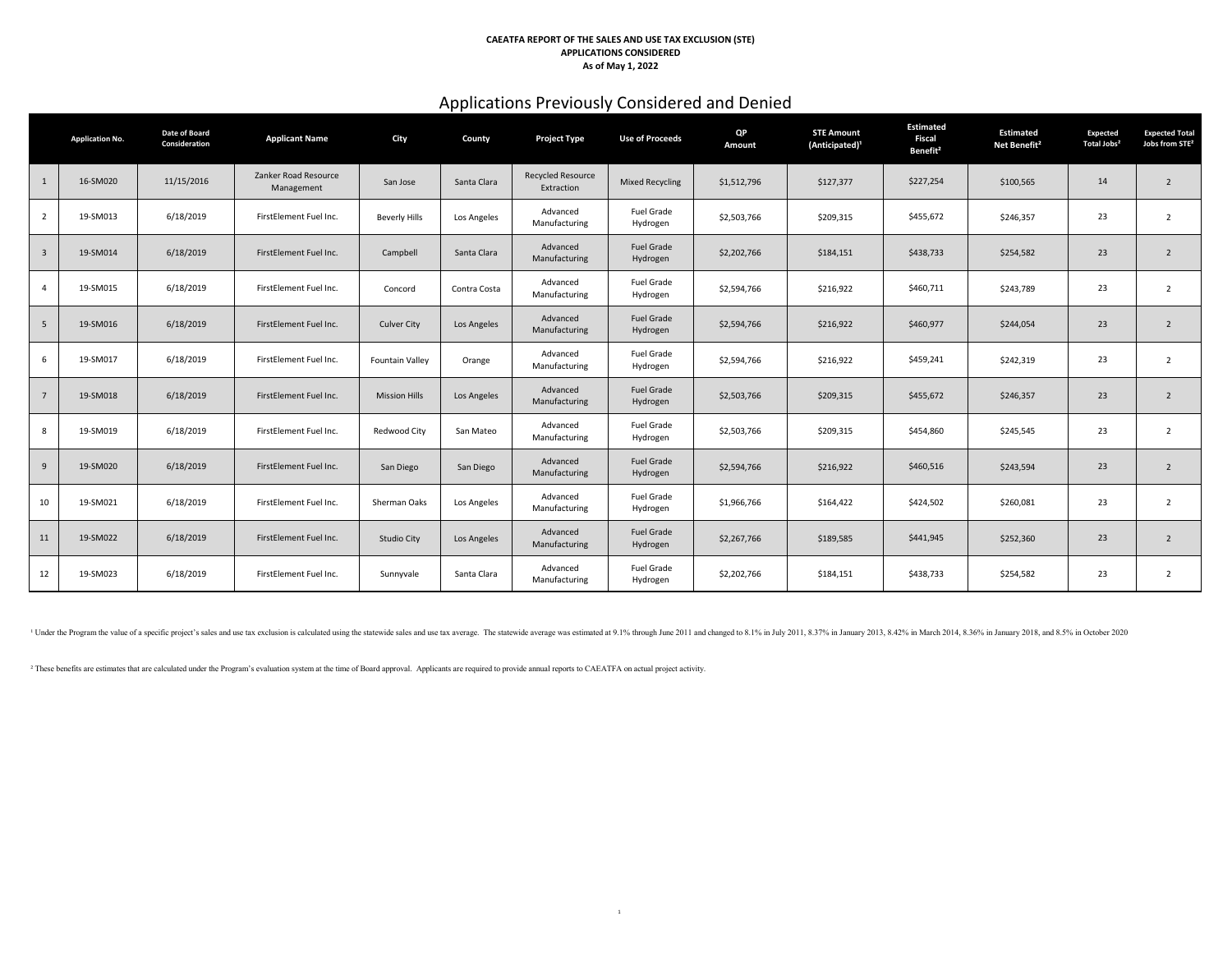**CAEATFA REPORT OF THE SALES AND USE TAX EXCLUSION (STE)**
**APPLICATIONS CONSIDERED**
**As of May 1, 2022**

## Applications Previously Considered and Denied

| | Application No. | Date of Board Consideration | Applicant Name | City | County | Project Type | Use of Proceeds | QP Amount | STE Amount (Anticipated)[1] | Estimated Fiscal Benefit[2] | Estimated Net Benefit[2] | Expected Total Jobs[2] | Expected Total Jobs from STE[2] |
|---|---|---|---|---|---|---|---|---|---|---|---|---|---|
| 1 | 16-SM020 | 11/15/2016 | Zanker Road Resource Management | San Jose | Santa Clara | Recycled Resource Extraction | Mixed Recycling | $1,512,796 | $127,377 | $227,254 | $100,565 | 14 | 2 |
| 2 | 19-SM013 | 6/18/2019 | FirstElement Fuel Inc. | Beverly Hills | Los Angeles | Advanced Manufacturing | Fuel Grade Hydrogen | $2,503,766 | $209,315 | $455,672 | $246,357 | 23 | 2 |
| 3 | 19-SM014 | 6/18/2019 | FirstElement Fuel Inc. | Campbell | Santa Clara | Advanced Manufacturing | Fuel Grade Hydrogen | $2,202,766 | $184,151 | $438,733 | $254,582 | 23 | 2 |
| 4 | 19-SM015 | 6/18/2019 | FirstElement Fuel Inc. | Concord | Contra Costa | Advanced Manufacturing | Fuel Grade Hydrogen | $2,594,766 | $216,922 | $460,711 | $243,789 | 23 | 2 |
| 5 | 19-SM016 | 6/18/2019 | FirstElement Fuel Inc. | Culver City | Los Angeles | Advanced Manufacturing | Fuel Grade Hydrogen | $2,594,766 | $216,922 | $460,977 | $244,054 | 23 | 2 |
| 6 | 19-SM017 | 6/18/2019 | FirstElement Fuel Inc. | Fountain Valley | Orange | Advanced Manufacturing | Fuel Grade Hydrogen | $2,594,766 | $216,922 | $459,241 | $242,319 | 23 | 2 |
| 7 | 19-SM018 | 6/18/2019 | FirstElement Fuel Inc. | Mission Hills | Los Angeles | Advanced Manufacturing | Fuel Grade Hydrogen | $2,503,766 | $209,315 | $455,672 | $246,357 | 23 | 2 |
| 8 | 19-SM019 | 6/18/2019 | FirstElement Fuel Inc. | Redwood City | San Mateo | Advanced Manufacturing | Fuel Grade Hydrogen | $2,503,766 | $209,315 | $454,860 | $245,545 | 23 | 2 |
| 9 | 19-SM020 | 6/18/2019 | FirstElement Fuel Inc. | San Diego | San Diego | Advanced Manufacturing | Fuel Grade Hydrogen | $2,594,766 | $216,922 | $460,516 | $243,594 | 23 | 2 |
| 10 | 19-SM021 | 6/18/2019 | FirstElement Fuel Inc. | Sherman Oaks | Los Angeles | Advanced Manufacturing | Fuel Grade Hydrogen | $1,966,766 | $164,422 | $424,502 | $260,081 | 23 | 2 |
| 11 | 19-SM022 | 6/18/2019 | FirstElement Fuel Inc. | Studio City | Los Angeles | Advanced Manufacturing | Fuel Grade Hydrogen | $2,267,766 | $189,585 | $441,945 | $252,360 | 23 | 2 |
| 12 | 19-SM023 | 6/18/2019 | FirstElement Fuel Inc. | Sunnyvale | Santa Clara | Advanced Manufacturing | Fuel Grade Hydrogen | $2,202,766 | $184,151 | $438,733 | $254,582 | 23 | 2 |

[1] Under the Program the value of a specific project's sales and use tax exclusion is calculated using the statewide sales and use tax average. The statewide average was estimated at 9.1% through June 2011 and changed to 8.1% in July 2011, 8.37% in January 2013, 8.42% in March 2014, 8.36% in January 2018, and 8.5% in October 2020

[2] These benefits are estimates that are calculated under the Program's evaluation system at the time of Board approval. Applicants are required to provide annual reports to CAEATFA on actual project activity.